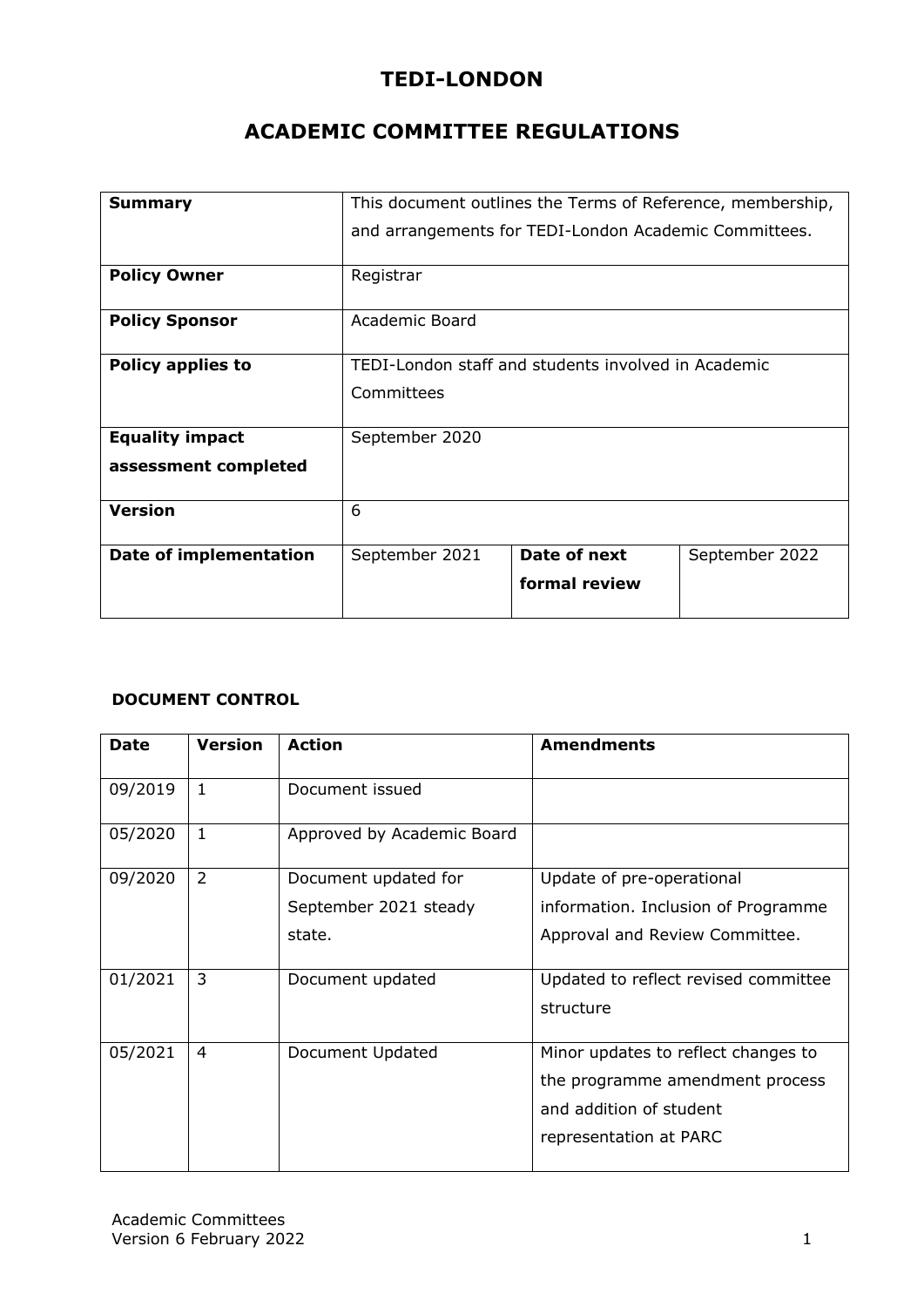# TEDI-LONDON

# ACADEMIC COMMITTEE REGULATIONS

| **Summary** | This document outlines the Terms of Reference, membership, and arrangements for TEDI-London Academic Committees. | | |
|---|---|---|---|
| **Policy Owner** | Registrar | | |
| **Policy Sponsor** | Academic Board | | |
| **Policy applies to** | TEDI-London staff and students involved in Academic Committees | | |
| **Equality impact assessment completed** | September 2020 | | |
| **Version** | 6 | | |
| **Date of implementation** | September 2021 | **Date of next formal review** | September 2022 |

**DOCUMENT CONTROL**

| Date | Version | Action | Amendments |
|---|---|---|---|
| 09/2019 | 1 | Document issued | |
| 05/2020 | 1 | Approved by Academic Board | |
| 09/2020 | 2 | Document updated for September 2021 steady state. | Update of pre-operational information. Inclusion of Programme Approval and Review Committee. |
| 01/2021 | 3 | Document updated | Updated to reflect revised committee structure |
| 05/2021 | 4 | Document Updated | Minor updates to reflect changes to the programme amendment process and addition of student representation at PARC |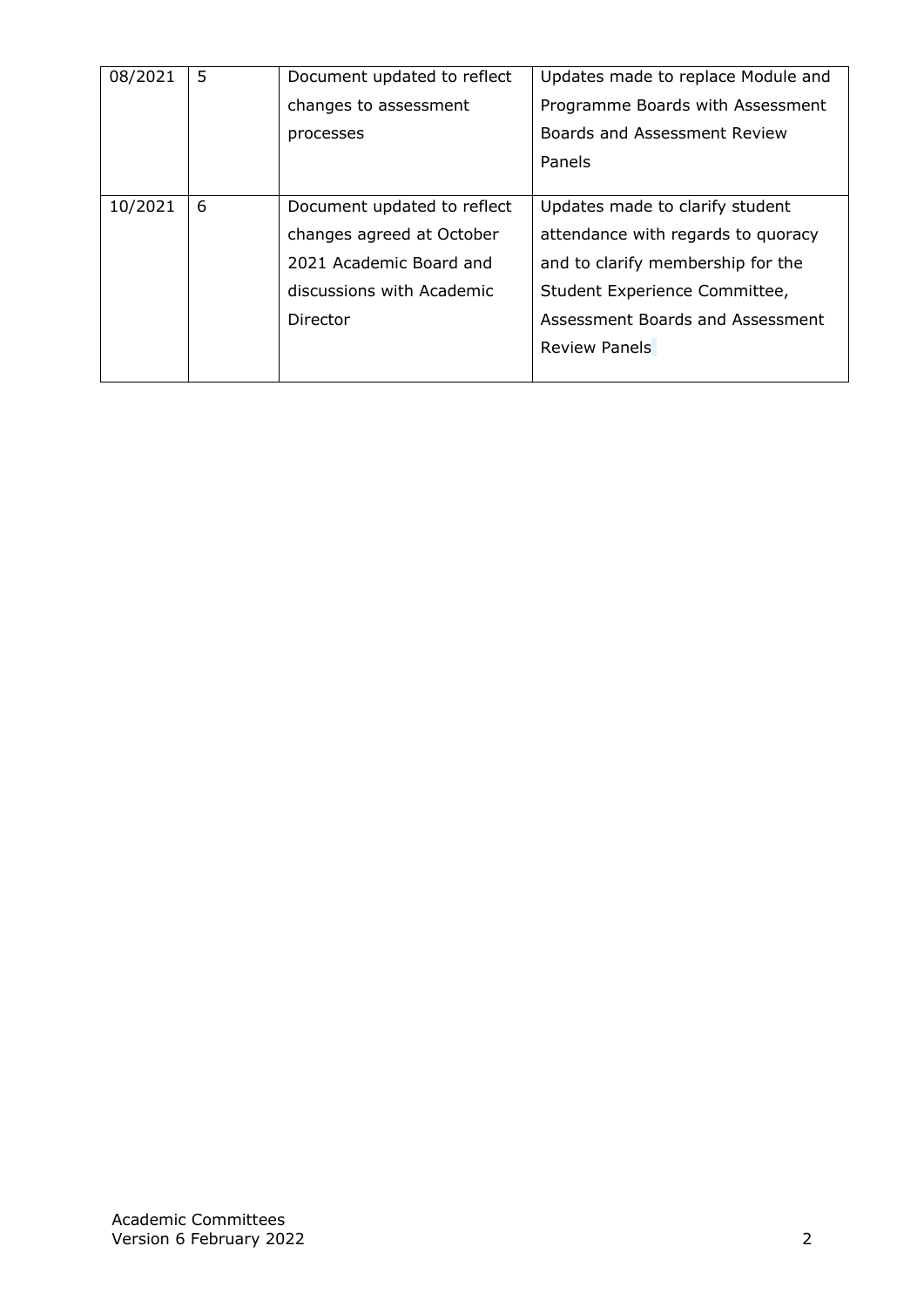| 08/2021 | 5 | Document updated to reflect changes to assessment processes | Updates made to replace Module and Programme Boards with Assessment Boards and Assessment Review Panels |
|---|---|---|---|
| 10/2021 | 6 | Document updated to reflect changes agreed at October 2021 Academic Board and discussions with Academic Director | Updates made to clarify student attendance with regards to quoracy and to clarify membership for the Student Experience Committee, Assessment Boards and Assessment Review Panels |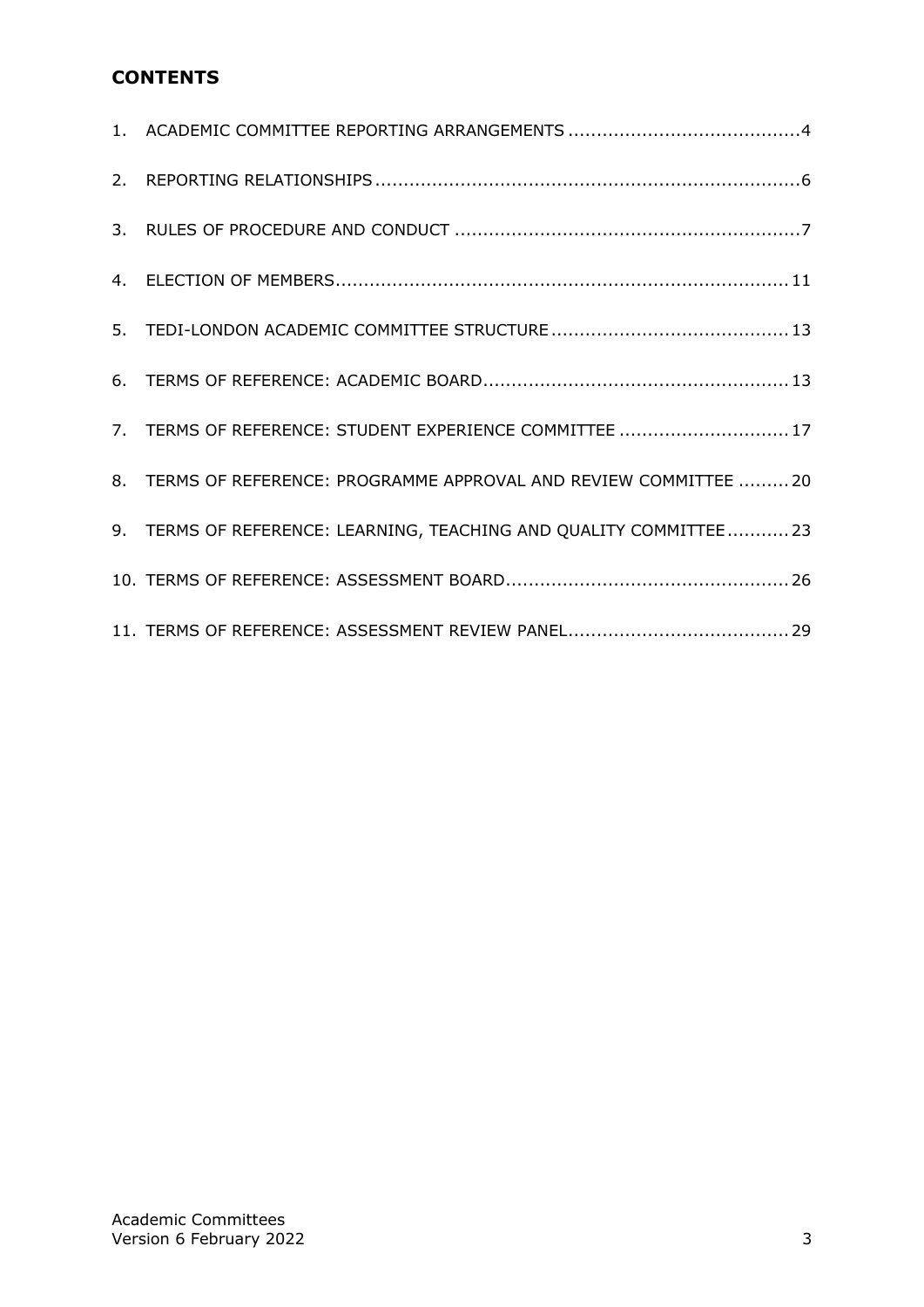## CONTENTS

1. ACADEMIC COMMITTEE REPORTING ARRANGEMENTS ........................................ 4
2. REPORTING RELATIONSHIPS ........................................................................ 6
3. RULES OF PROCEDURE AND CONDUCT ........................................................... 7
4. ELECTION OF MEMBERS ............................................................................. 11
5. TEDI-LONDON ACADEMIC COMMITTEE STRUCTURE ......................................... 13
6. TERMS OF REFERENCE: ACADEMIC BOARD ................................................... 13
7. TERMS OF REFERENCE: STUDENT EXPERIENCE COMMITTEE ............................. 17
8. TERMS OF REFERENCE: PROGRAMME APPROVAL AND REVIEW COMMITTEE ......... 20
9. TERMS OF REFERENCE: LEARNING, TEACHING AND QUALITY COMMITTEE ........... 23
10. TERMS OF REFERENCE: ASSESSMENT BOARD ................................................ 26
11. TERMS OF REFERENCE: ASSESSMENT REVIEW PANEL ..................................... 29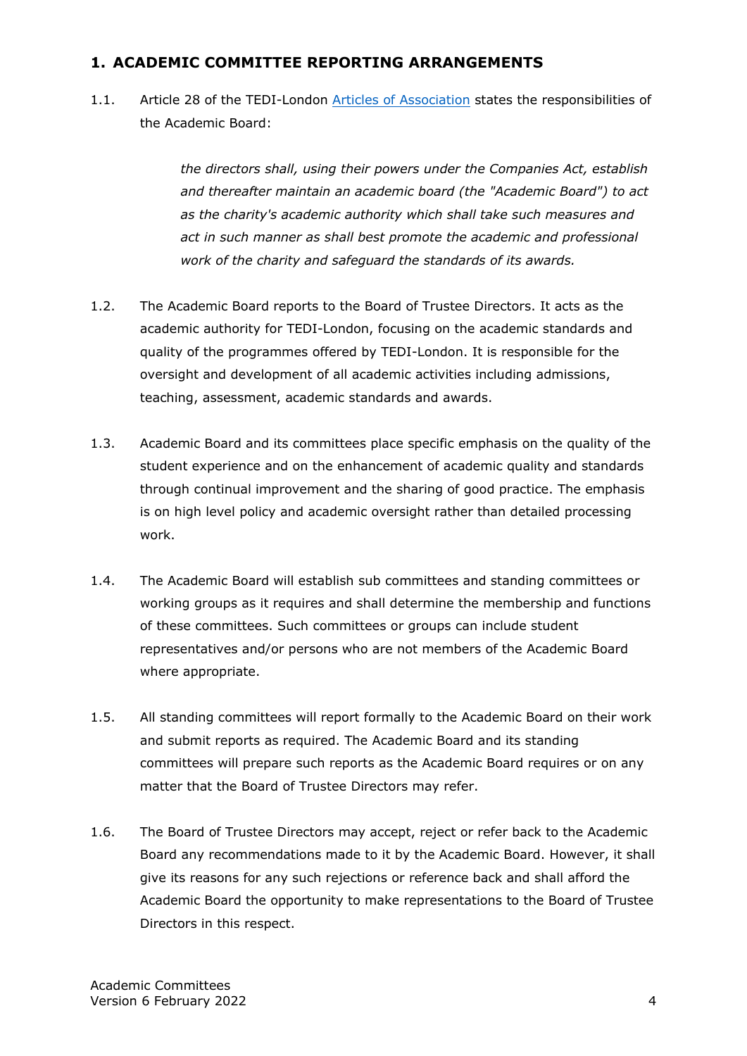## 1. ACADEMIC COMMITTEE REPORTING ARRANGEMENTS

1.1. Article 28 of the TEDI-London Articles of Association states the responsibilities of the Academic Board:

> *the directors shall, using their powers under the Companies Act, establish and thereafter maintain an academic board (the "Academic Board") to act as the charity's academic authority which shall take such measures and act in such manner as shall best promote the academic and professional work of the charity and safeguard the standards of its awards.*

1.2. The Academic Board reports to the Board of Trustee Directors. It acts as the academic authority for TEDI-London, focusing on the academic standards and quality of the programmes offered by TEDI-London. It is responsible for the oversight and development of all academic activities including admissions, teaching, assessment, academic standards and awards.

1.3. Academic Board and its committees place specific emphasis on the quality of the student experience and on the enhancement of academic quality and standards through continual improvement and the sharing of good practice. The emphasis is on high level policy and academic oversight rather than detailed processing work.

1.4. The Academic Board will establish sub committees and standing committees or working groups as it requires and shall determine the membership and functions of these committees. Such committees or groups can include student representatives and/or persons who are not members of the Academic Board where appropriate.

1.5. All standing committees will report formally to the Academic Board on their work and submit reports as required. The Academic Board and its standing committees will prepare such reports as the Academic Board requires or on any matter that the Board of Trustee Directors may refer.

1.6. The Board of Trustee Directors may accept, reject or refer back to the Academic Board any recommendations made to it by the Academic Board. However, it shall give its reasons for any such rejections or reference back and shall afford the Academic Board the opportunity to make representations to the Board of Trustee Directors in this respect.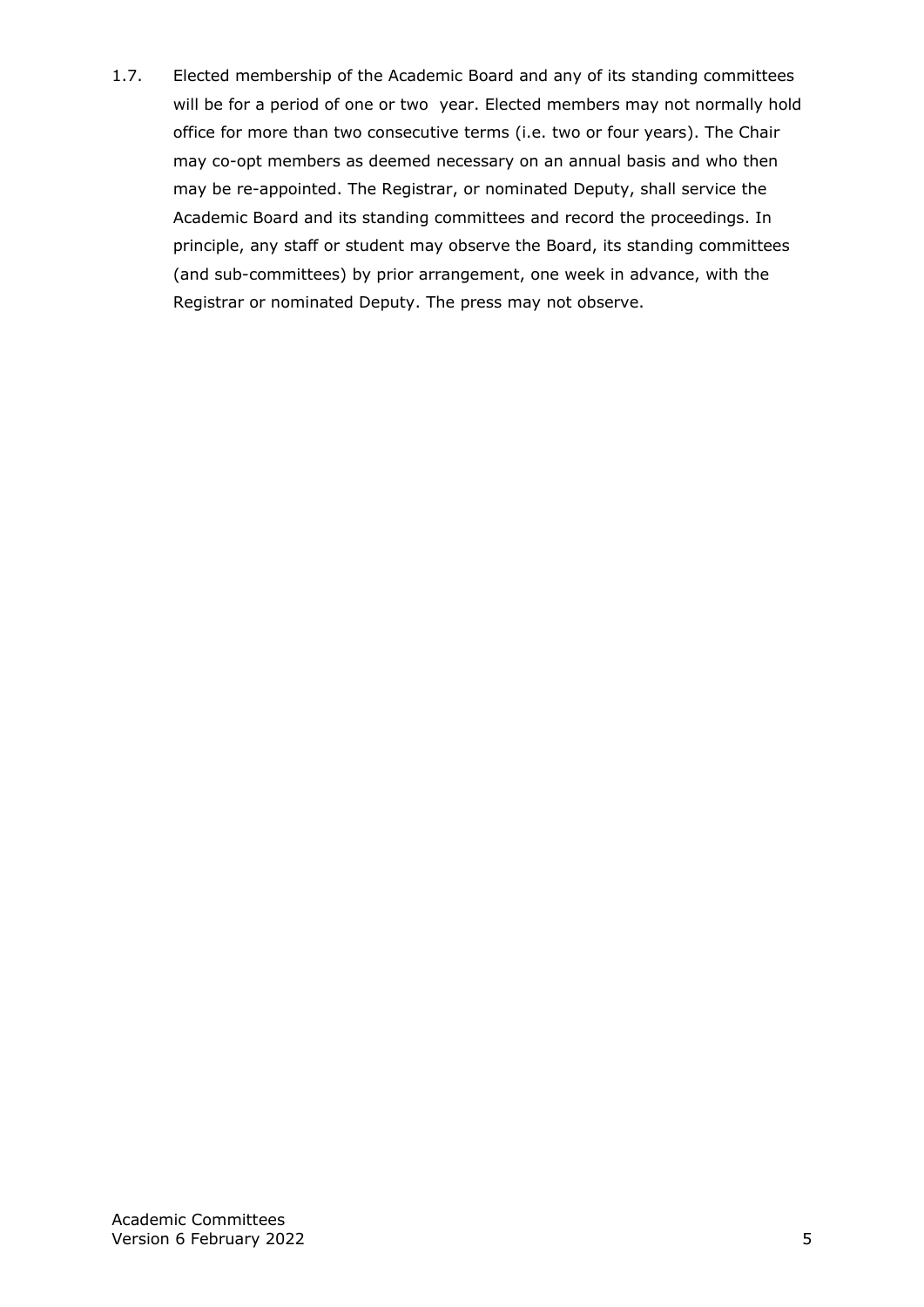1.7. Elected membership of the Academic Board and any of its standing committees will be for a period of one or two year. Elected members may not normally hold office for more than two consecutive terms (i.e. two or four years). The Chair may co-opt members as deemed necessary on an annual basis and who then may be re-appointed. The Registrar, or nominated Deputy, shall service the Academic Board and its standing committees and record the proceedings. In principle, any staff or student may observe the Board, its standing committees (and sub-committees) by prior arrangement, one week in advance, with the Registrar or nominated Deputy. The press may not observe.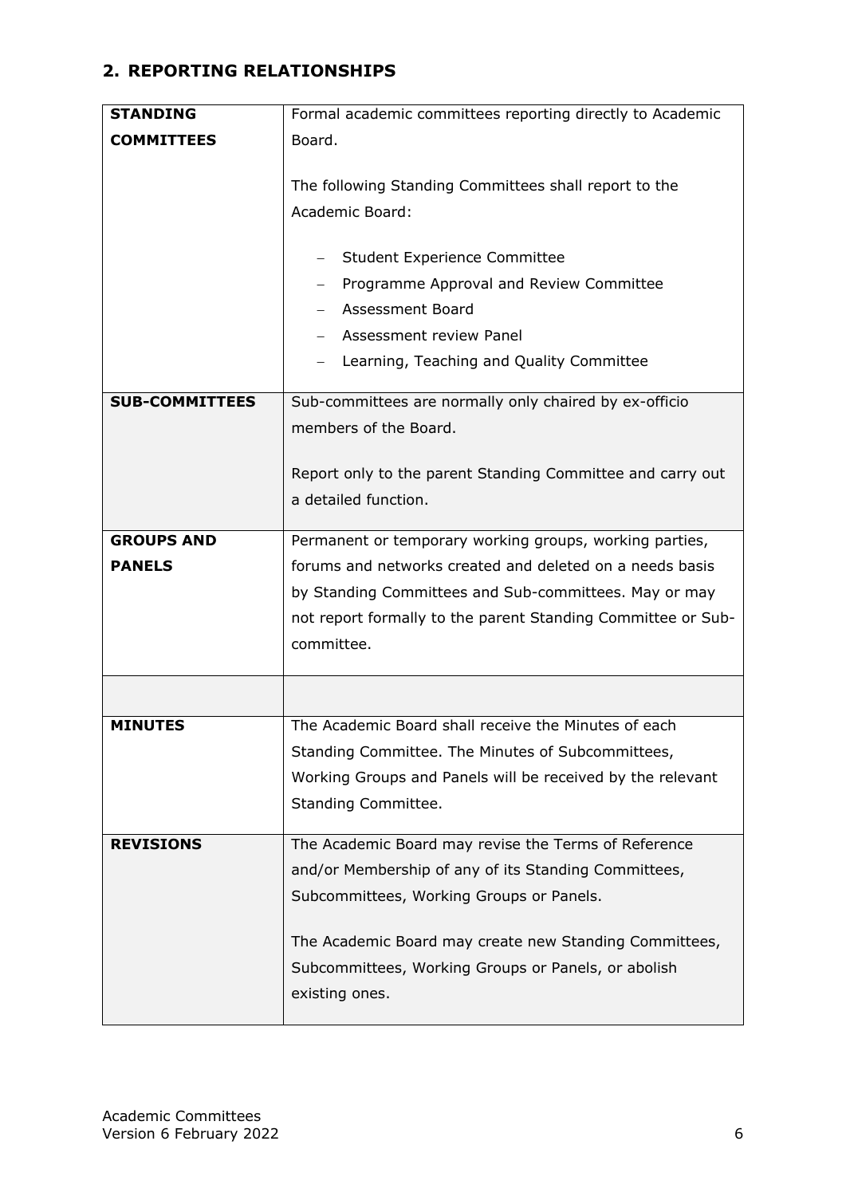## 2. REPORTING RELATIONSHIPS

| | |
|---|---|
| **STANDING COMMITTEES** | Formal academic committees reporting directly to Academic Board.<br><br>The following Standing Committees shall report to the Academic Board:<br><br>– Student Experience Committee<br>– Programme Approval and Review Committee<br>– Assessment Board<br>– Assessment review Panel<br>– Learning, Teaching and Quality Committee |
| **SUB-COMMITTEES** | Sub-committees are normally only chaired by ex-officio members of the Board.<br><br>Report only to the parent Standing Committee and carry out a detailed function. |
| **GROUPS AND PANELS** | Permanent or temporary working groups, working parties, forums and networks created and deleted on a needs basis by Standing Committees and Sub-committees. May or may not report formally to the parent Standing Committee or Sub-committee. |
| | |
| **MINUTES** | The Academic Board shall receive the Minutes of each Standing Committee. The Minutes of Subcommittees, Working Groups and Panels will be received by the relevant Standing Committee. |
| **REVISIONS** | The Academic Board may revise the Terms of Reference and/or Membership of any of its Standing Committees, Subcommittees, Working Groups or Panels.<br><br>The Academic Board may create new Standing Committees, Subcommittees, Working Groups or Panels, or abolish existing ones. |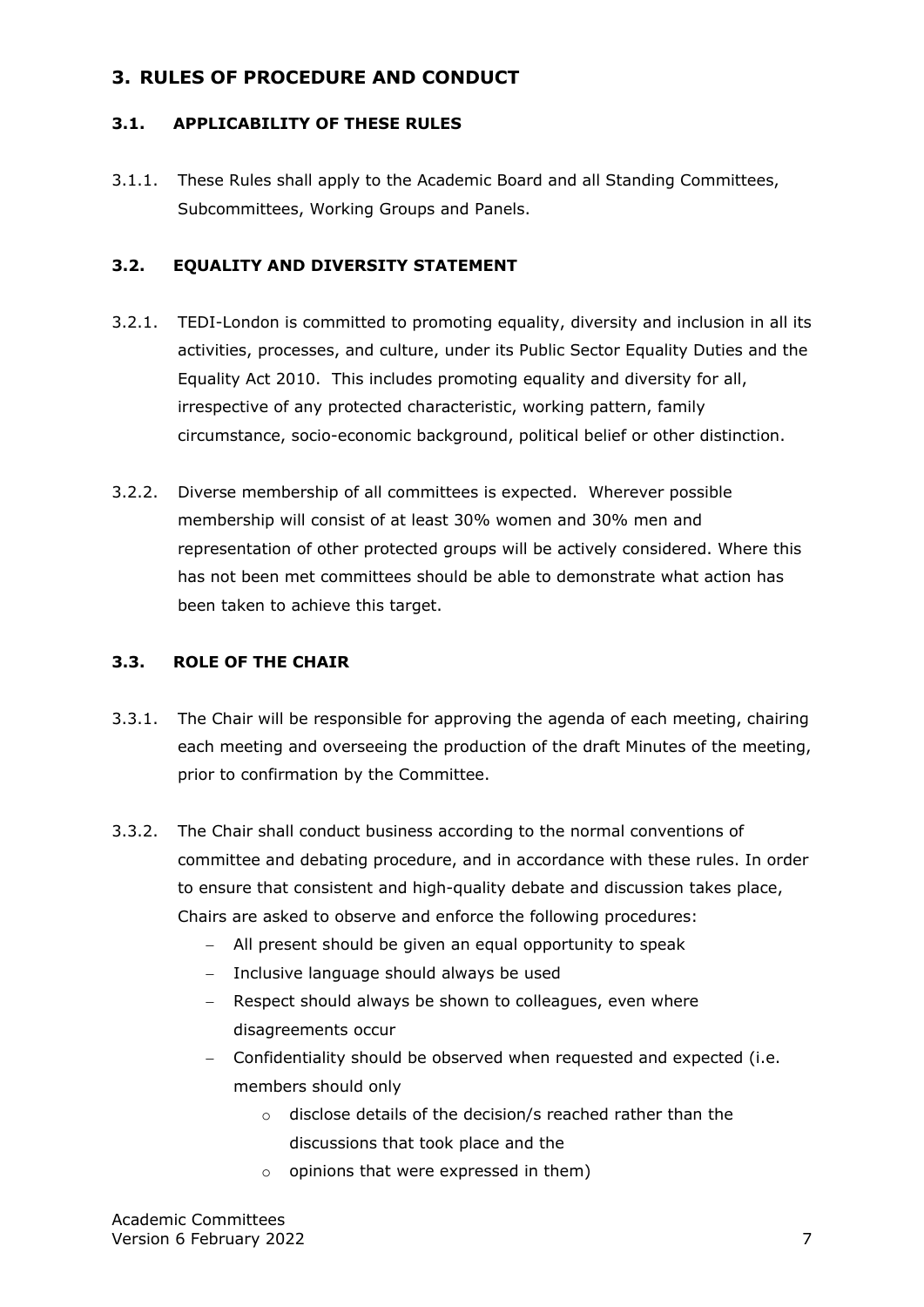## 3. RULES OF PROCEDURE AND CONDUCT

### 3.1. APPLICABILITY OF THESE RULES

3.1.1. These Rules shall apply to the Academic Board and all Standing Committees, Subcommittees, Working Groups and Panels.

### 3.2. EQUALITY AND DIVERSITY STATEMENT

3.2.1. TEDI-London is committed to promoting equality, diversity and inclusion in all its activities, processes, and culture, under its Public Sector Equality Duties and the Equality Act 2010. This includes promoting equality and diversity for all, irrespective of any protected characteristic, working pattern, family circumstance, socio-economic background, political belief or other distinction.

3.2.2. Diverse membership of all committees is expected. Wherever possible membership will consist of at least 30% women and 30% men and representation of other protected groups will be actively considered. Where this has not been met committees should be able to demonstrate what action has been taken to achieve this target.

### 3.3. ROLE OF THE CHAIR

3.3.1. The Chair will be responsible for approving the agenda of each meeting, chairing each meeting and overseeing the production of the draft Minutes of the meeting, prior to confirmation by the Committee.

3.3.2. The Chair shall conduct business according to the normal conventions of committee and debating procedure, and in accordance with these rules. In order to ensure that consistent and high-quality debate and discussion takes place, Chairs are asked to observe and enforce the following procedures:

- All present should be given an equal opportunity to speak
- Inclusive language should always be used
- Respect should always be shown to colleagues, even where disagreements occur
- Confidentiality should be observed when requested and expected (i.e. members should only
  - disclose details of the decision/s reached rather than the discussions that took place and the
  - opinions that were expressed in them)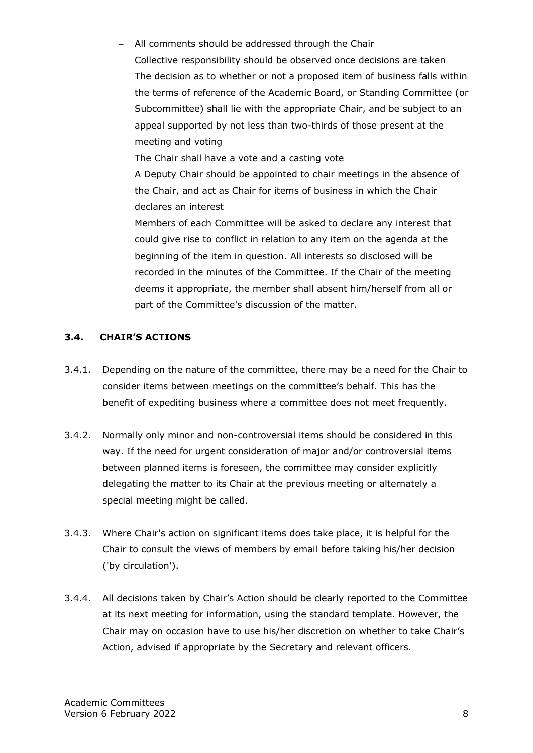- All comments should be addressed through the Chair
- Collective responsibility should be observed once decisions are taken
- The decision as to whether or not a proposed item of business falls within the terms of reference of the Academic Board, or Standing Committee (or Subcommittee) shall lie with the appropriate Chair, and be subject to an appeal supported by not less than two-thirds of those present at the meeting and voting
- The Chair shall have a vote and a casting vote
- A Deputy Chair should be appointed to chair meetings in the absence of the Chair, and act as Chair for items of business in which the Chair declares an interest
- Members of each Committee will be asked to declare any interest that could give rise to conflict in relation to any item on the agenda at the beginning of the item in question. All interests so disclosed will be recorded in the minutes of the Committee. If the Chair of the meeting deems it appropriate, the member shall absent him/herself from all or part of the Committee's discussion of the matter.

### 3.4. CHAIR'S ACTIONS

3.4.1. Depending on the nature of the committee, there may be a need for the Chair to consider items between meetings on the committee's behalf. This has the benefit of expediting business where a committee does not meet frequently.

3.4.2. Normally only minor and non-controversial items should be considered in this way. If the need for urgent consideration of major and/or controversial items between planned items is foreseen, the committee may consider explicitly delegating the matter to its Chair at the previous meeting or alternately a special meeting might be called.

3.4.3. Where Chair's action on significant items does take place, it is helpful for the Chair to consult the views of members by email before taking his/her decision ('by circulation').

3.4.4. All decisions taken by Chair's Action should be clearly reported to the Committee at its next meeting for information, using the standard template. However, the Chair may on occasion have to use his/her discretion on whether to take Chair's Action, advised if appropriate by the Secretary and relevant officers.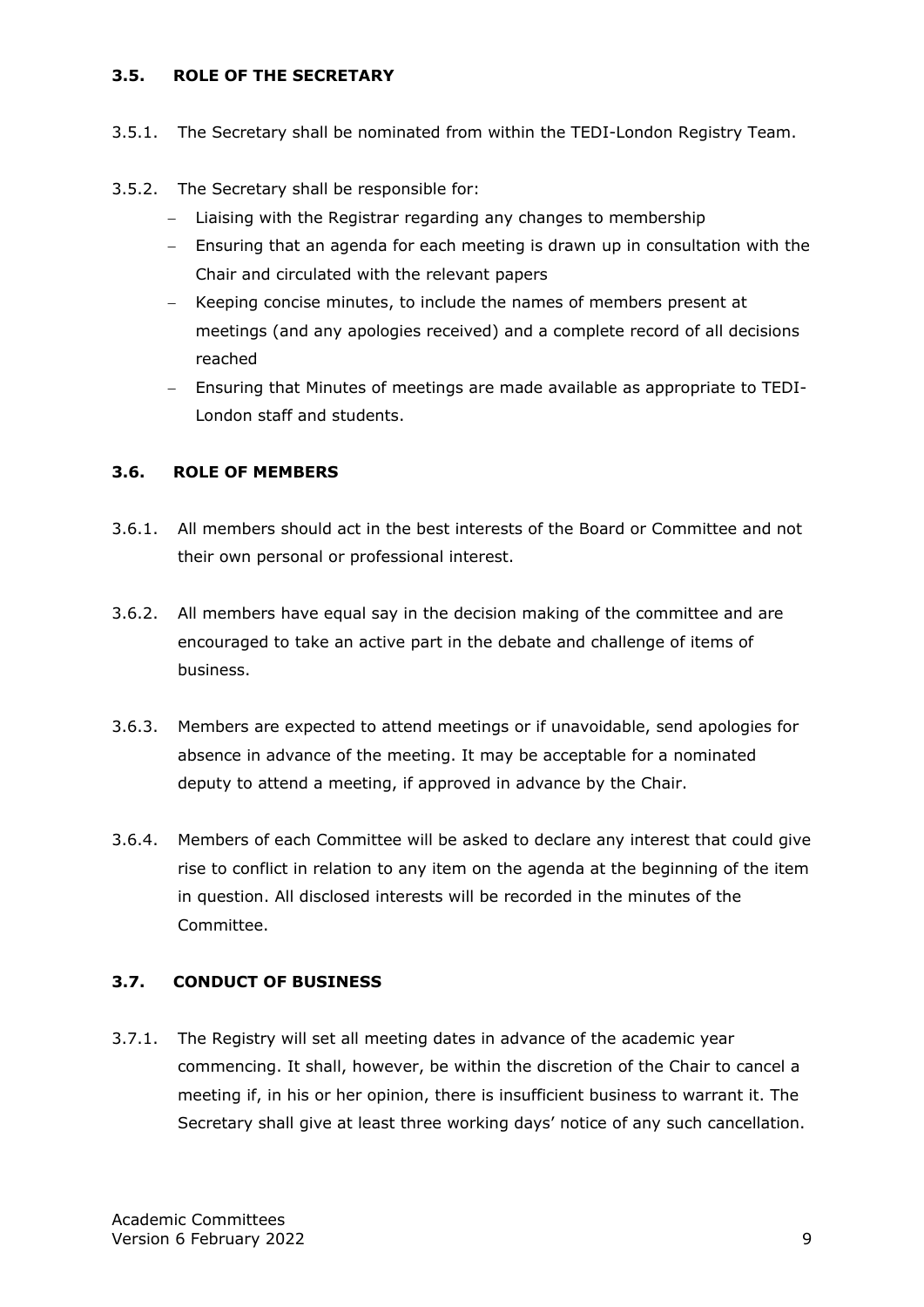### 3.5. ROLE OF THE SECRETARY

3.5.1. The Secretary shall be nominated from within the TEDI-London Registry Team.

3.5.2. The Secretary shall be responsible for:

- Liaising with the Registrar regarding any changes to membership
- Ensuring that an agenda for each meeting is drawn up in consultation with the Chair and circulated with the relevant papers
- Keeping concise minutes, to include the names of members present at meetings (and any apologies received) and a complete record of all decisions reached
- Ensuring that Minutes of meetings are made available as appropriate to TEDI-London staff and students.

### 3.6. ROLE OF MEMBERS

3.6.1. All members should act in the best interests of the Board or Committee and not their own personal or professional interest.

3.6.2. All members have equal say in the decision making of the committee and are encouraged to take an active part in the debate and challenge of items of business.

3.6.3. Members are expected to attend meetings or if unavoidable, send apologies for absence in advance of the meeting. It may be acceptable for a nominated deputy to attend a meeting, if approved in advance by the Chair.

3.6.4. Members of each Committee will be asked to declare any interest that could give rise to conflict in relation to any item on the agenda at the beginning of the item in question. All disclosed interests will be recorded in the minutes of the Committee.

### 3.7. CONDUCT OF BUSINESS

3.7.1. The Registry will set all meeting dates in advance of the academic year commencing. It shall, however, be within the discretion of the Chair to cancel a meeting if, in his or her opinion, there is insufficient business to warrant it. The Secretary shall give at least three working days' notice of any such cancellation.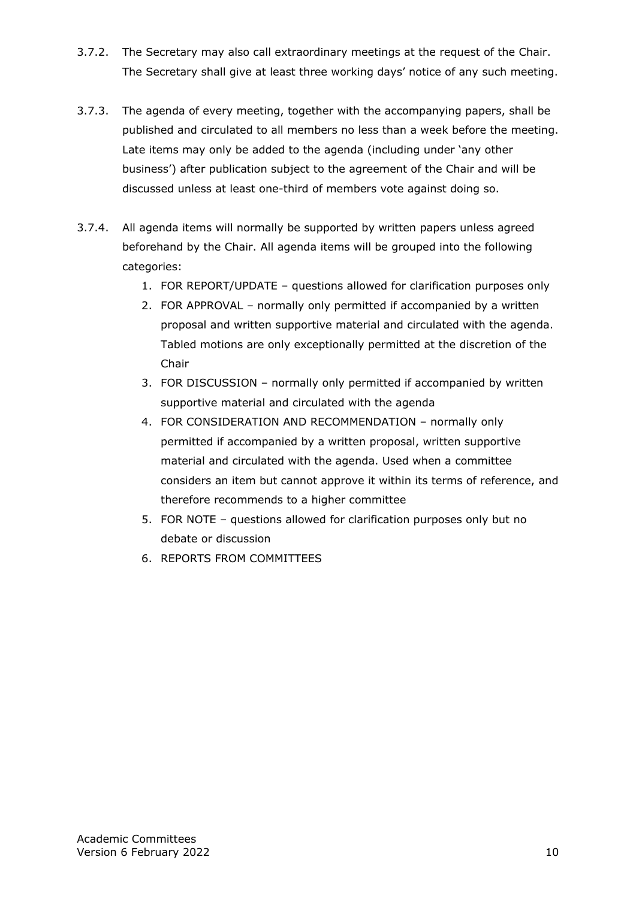3.7.2. The Secretary may also call extraordinary meetings at the request of the Chair. The Secretary shall give at least three working days' notice of any such meeting.

3.7.3. The agenda of every meeting, together with the accompanying papers, shall be published and circulated to all members no less than a week before the meeting. Late items may only be added to the agenda (including under 'any other business') after publication subject to the agreement of the Chair and will be discussed unless at least one-third of members vote against doing so.

3.7.4. All agenda items will normally be supported by written papers unless agreed beforehand by the Chair. All agenda items will be grouped into the following categories:

1. FOR REPORT/UPDATE – questions allowed for clarification purposes only
2. FOR APPROVAL – normally only permitted if accompanied by a written proposal and written supportive material and circulated with the agenda. Tabled motions are only exceptionally permitted at the discretion of the Chair
3. FOR DISCUSSION – normally only permitted if accompanied by written supportive material and circulated with the agenda
4. FOR CONSIDERATION AND RECOMMENDATION – normally only permitted if accompanied by a written proposal, written supportive material and circulated with the agenda. Used when a committee considers an item but cannot approve it within its terms of reference, and therefore recommends to a higher committee
5. FOR NOTE – questions allowed for clarification purposes only but no debate or discussion
6. REPORTS FROM COMMITTEES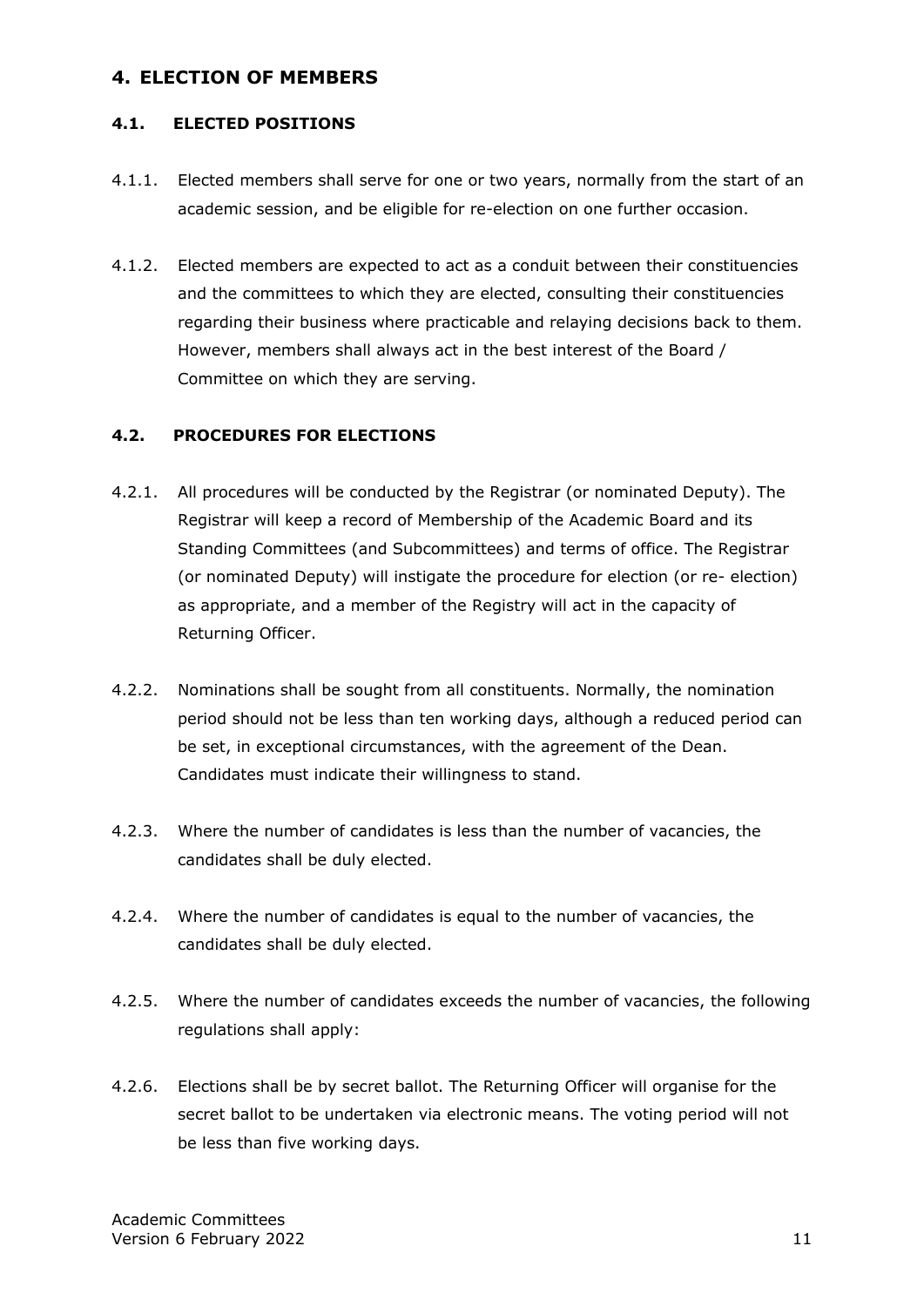## 4. ELECTION OF MEMBERS

### 4.1. ELECTED POSITIONS

4.1.1. Elected members shall serve for one or two years, normally from the start of an academic session, and be eligible for re-election on one further occasion.

4.1.2. Elected members are expected to act as a conduit between their constituencies and the committees to which they are elected, consulting their constituencies regarding their business where practicable and relaying decisions back to them. However, members shall always act in the best interest of the Board / Committee on which they are serving.

### 4.2. PROCEDURES FOR ELECTIONS

4.2.1. All procedures will be conducted by the Registrar (or nominated Deputy). The Registrar will keep a record of Membership of the Academic Board and its Standing Committees (and Subcommittees) and terms of office. The Registrar (or nominated Deputy) will instigate the procedure for election (or re- election) as appropriate, and a member of the Registry will act in the capacity of Returning Officer.

4.2.2. Nominations shall be sought from all constituents. Normally, the nomination period should not be less than ten working days, although a reduced period can be set, in exceptional circumstances, with the agreement of the Dean. Candidates must indicate their willingness to stand.

4.2.3. Where the number of candidates is less than the number of vacancies, the candidates shall be duly elected.

4.2.4. Where the number of candidates is equal to the number of vacancies, the candidates shall be duly elected.

4.2.5. Where the number of candidates exceeds the number of vacancies, the following regulations shall apply:

4.2.6. Elections shall be by secret ballot. The Returning Officer will organise for the secret ballot to be undertaken via electronic means. The voting period will not be less than five working days.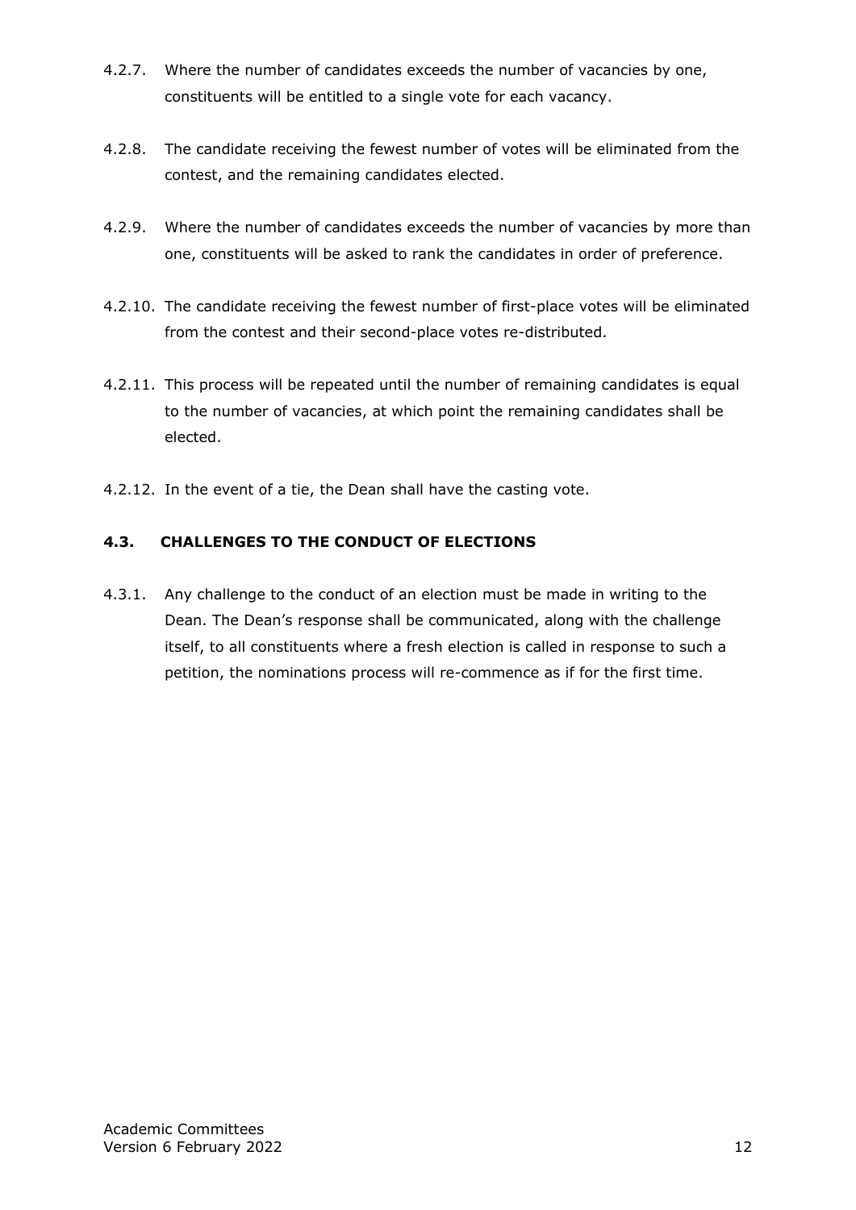4.2.7. Where the number of candidates exceeds the number of vacancies by one, constituents will be entitled to a single vote for each vacancy.

4.2.8. The candidate receiving the fewest number of votes will be eliminated from the contest, and the remaining candidates elected.

4.2.9. Where the number of candidates exceeds the number of vacancies by more than one, constituents will be asked to rank the candidates in order of preference.

4.2.10. The candidate receiving the fewest number of first-place votes will be eliminated from the contest and their second-place votes re-distributed.

4.2.11. This process will be repeated until the number of remaining candidates is equal to the number of vacancies, at which point the remaining candidates shall be elected.

4.2.12. In the event of a tie, the Dean shall have the casting vote.

### 4.3. CHALLENGES TO THE CONDUCT OF ELECTIONS

4.3.1. Any challenge to the conduct of an election must be made in writing to the Dean. The Dean's response shall be communicated, along with the challenge itself, to all constituents where a fresh election is called in response to such a petition, the nominations process will re-commence as if for the first time.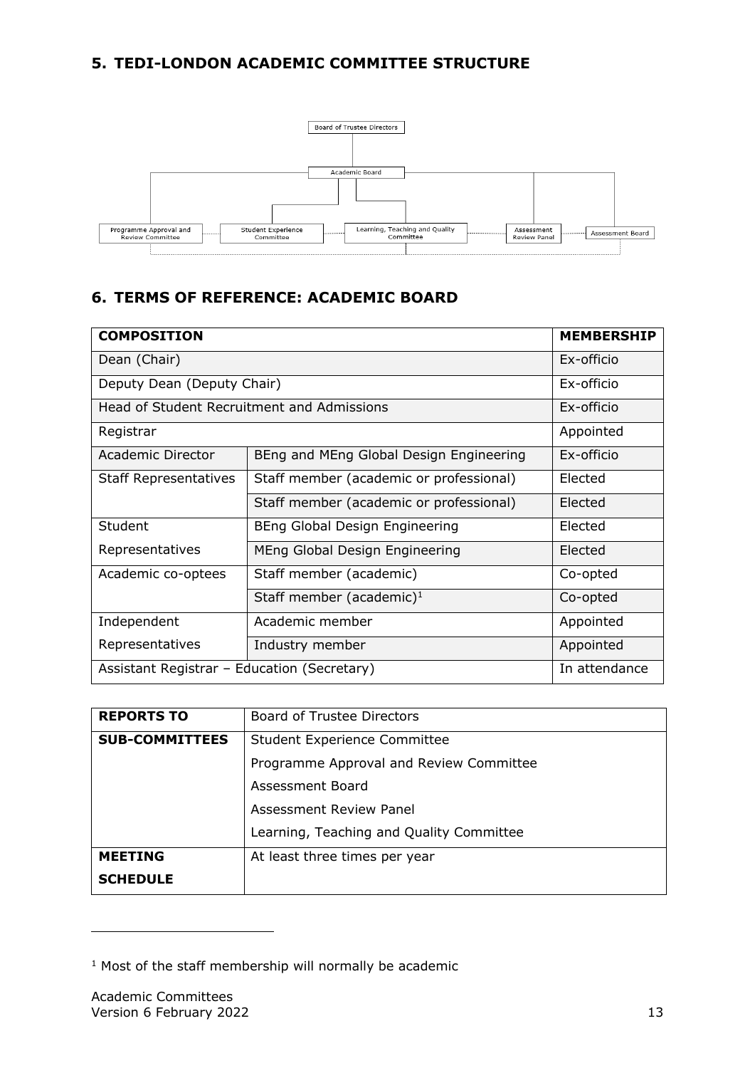## 5. TEDI-LONDON ACADEMIC COMMITTEE STRUCTURE

Board of Trustee Directors

Academic Board

Programme Approval and Review Committee | Student Experience Committee | Learning, Teaching and Quality Committee | Assessment Review Panel | Assessment Board

## 6. TERMS OF REFERENCE: ACADEMIC BOARD

| COMPOSITION | | MEMBERSHIP |
|---|---|---|
| Dean (Chair) | | Ex-officio |
| Deputy Dean (Deputy Chair) | | Ex-officio |
| Head of Student Recruitment and Admissions | | Ex-officio |
| Registrar | | Appointed |
| Academic Director | BEng and MEng Global Design Engineering | Ex-officio |
| Staff Representatives | Staff member (academic or professional) | Elected |
| | Staff member (academic or professional) | Elected |
| Student Representatives | BEng Global Design Engineering | Elected |
| | MEng Global Design Engineering | Elected |
| Academic co-optees | Staff member (academic) | Co-opted |
| | Staff member (academic)[1] | Co-opted |
| Independent Representatives | Academic member | Appointed |
| | Industry member | Appointed |
| Assistant Registrar – Education (Secretary) | | In attendance |

| | |
|---|---|
| **REPORTS TO** | Board of Trustee Directors |
| **SUB-COMMITTEES** | Student Experience Committee |
| | Programme Approval and Review Committee |
| | Assessment Board |
| | Assessment Review Panel |
| | Learning, Teaching and Quality Committee |
| **MEETING SCHEDULE** | At least three times per year |

[1] Most of the staff membership will normally be academic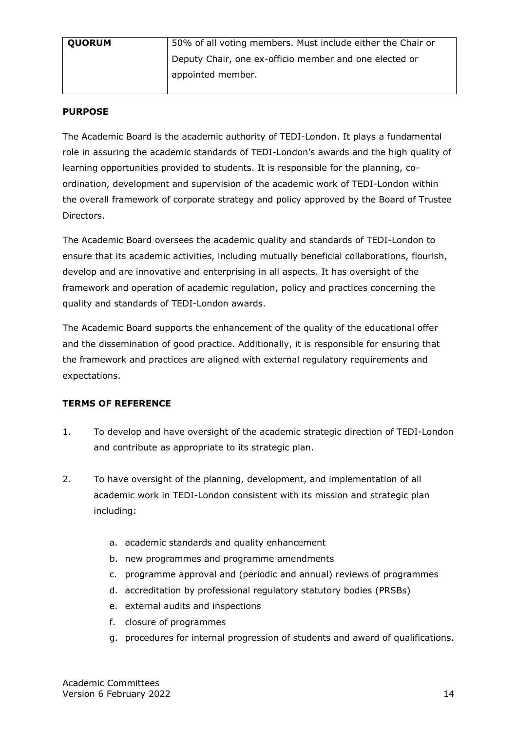| QUORUM | 50% of all voting members. Must include either the Chair or Deputy Chair, one ex-officio member and one elected or appointed member. |
|---|---|

**PURPOSE**

The Academic Board is the academic authority of TEDI-London. It plays a fundamental role in assuring the academic standards of TEDI-London's awards and the high quality of learning opportunities provided to students. It is responsible for the planning, co-ordination, development and supervision of the academic work of TEDI-London within the overall framework of corporate strategy and policy approved by the Board of Trustee Directors.

The Academic Board oversees the academic quality and standards of TEDI-London to ensure that its academic activities, including mutually beneficial collaborations, flourish, develop and are innovative and enterprising in all aspects. It has oversight of the framework and operation of academic regulation, policy and practices concerning the quality and standards of TEDI-London awards.

The Academic Board supports the enhancement of the quality of the educational offer and the dissemination of good practice. Additionally, it is responsible for ensuring that the framework and practices are aligned with external regulatory requirements and expectations.

**TERMS OF REFERENCE**

1. To develop and have oversight of the academic strategic direction of TEDI-London and contribute as appropriate to its strategic plan.

2. To have oversight of the planning, development, and implementation of all academic work in TEDI-London consistent with its mission and strategic plan including:

    a. academic standards and quality enhancement
    b. new programmes and programme amendments
    c. programme approval and (periodic and annual) reviews of programmes
    d. accreditation by professional regulatory statutory bodies (PRSBs)
    e. external audits and inspections
    f. closure of programmes
    g. procedures for internal progression of students and award of qualifications.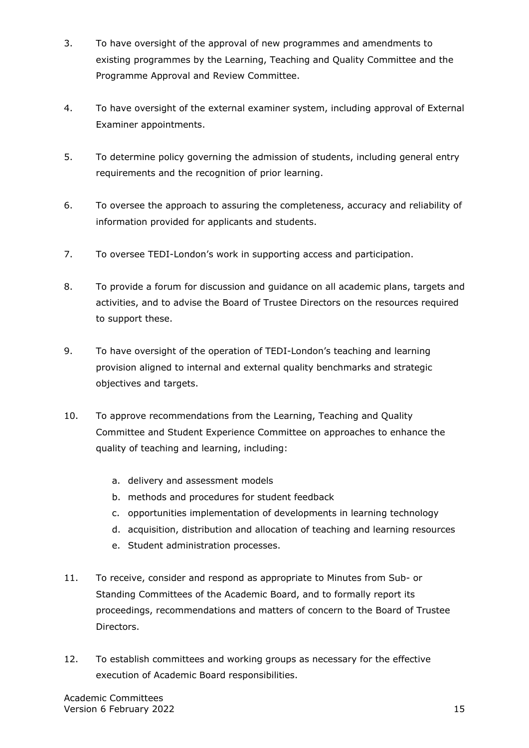3. To have oversight of the approval of new programmes and amendments to existing programmes by the Learning, Teaching and Quality Committee and the Programme Approval and Review Committee.

4. To have oversight of the external examiner system, including approval of External Examiner appointments.

5. To determine policy governing the admission of students, including general entry requirements and the recognition of prior learning.

6. To oversee the approach to assuring the completeness, accuracy and reliability of information provided for applicants and students.

7. To oversee TEDI-London's work in supporting access and participation.

8. To provide a forum for discussion and guidance on all academic plans, targets and activities, and to advise the Board of Trustee Directors on the resources required to support these.

9. To have oversight of the operation of TEDI-London's teaching and learning provision aligned to internal and external quality benchmarks and strategic objectives and targets.

10. To approve recommendations from the Learning, Teaching and Quality Committee and Student Experience Committee on approaches to enhance the quality of teaching and learning, including:

    a. delivery and assessment models
    b. methods and procedures for student feedback
    c. opportunities implementation of developments in learning technology
    d. acquisition, distribution and allocation of teaching and learning resources
    e. Student administration processes.

11. To receive, consider and respond as appropriate to Minutes from Sub- or Standing Committees of the Academic Board, and to formally report its proceedings, recommendations and matters of concern to the Board of Trustee Directors.

12. To establish committees and working groups as necessary for the effective execution of Academic Board responsibilities.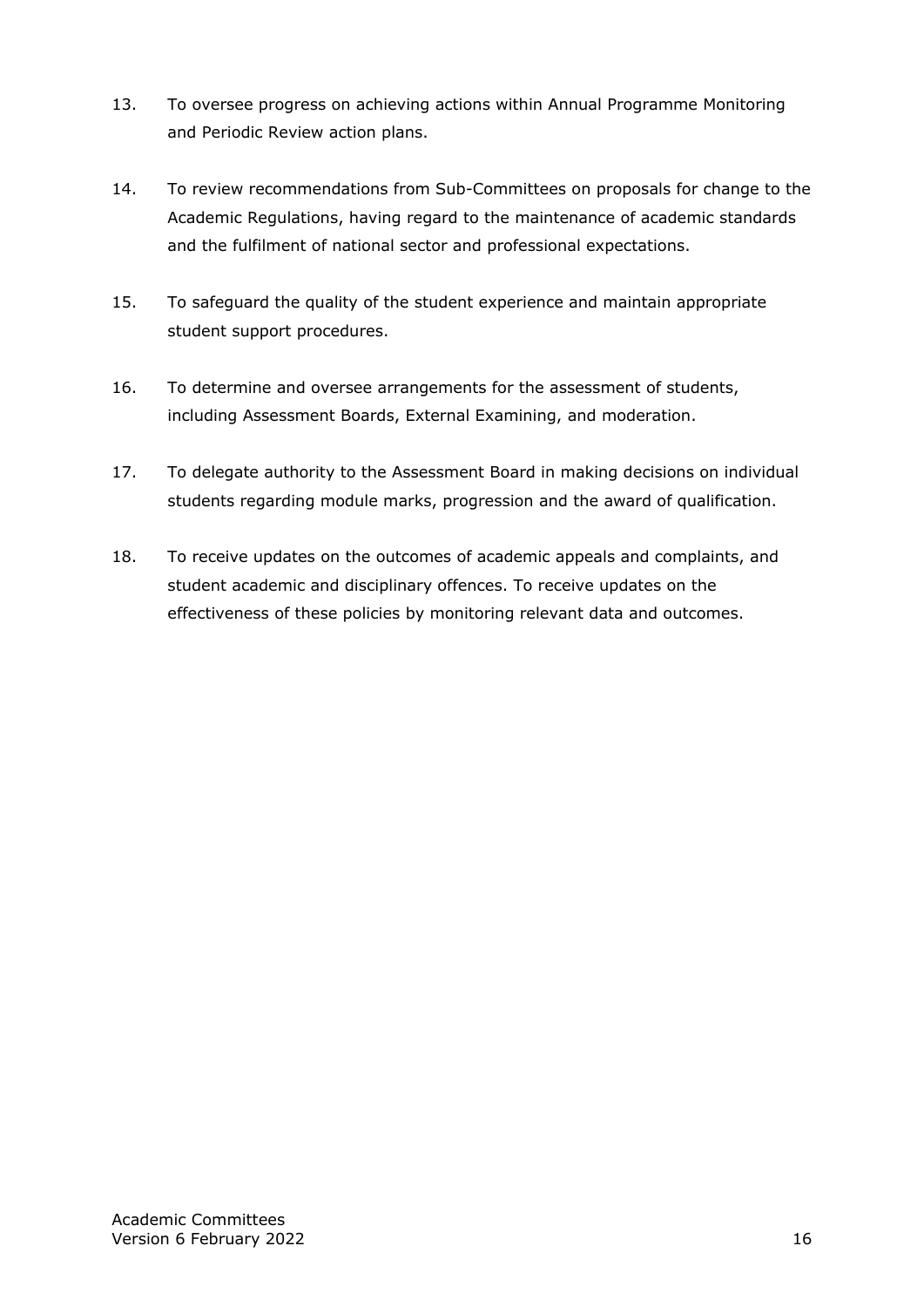13. To oversee progress on achieving actions within Annual Programme Monitoring and Periodic Review action plans.

14. To review recommendations from Sub-Committees on proposals for change to the Academic Regulations, having regard to the maintenance of academic standards and the fulfilment of national sector and professional expectations.

15. To safeguard the quality of the student experience and maintain appropriate student support procedures.

16. To determine and oversee arrangements for the assessment of students, including Assessment Boards, External Examining, and moderation.

17. To delegate authority to the Assessment Board in making decisions on individual students regarding module marks, progression and the award of qualification.

18. To receive updates on the outcomes of academic appeals and complaints, and student academic and disciplinary offences. To receive updates on the effectiveness of these policies by monitoring relevant data and outcomes.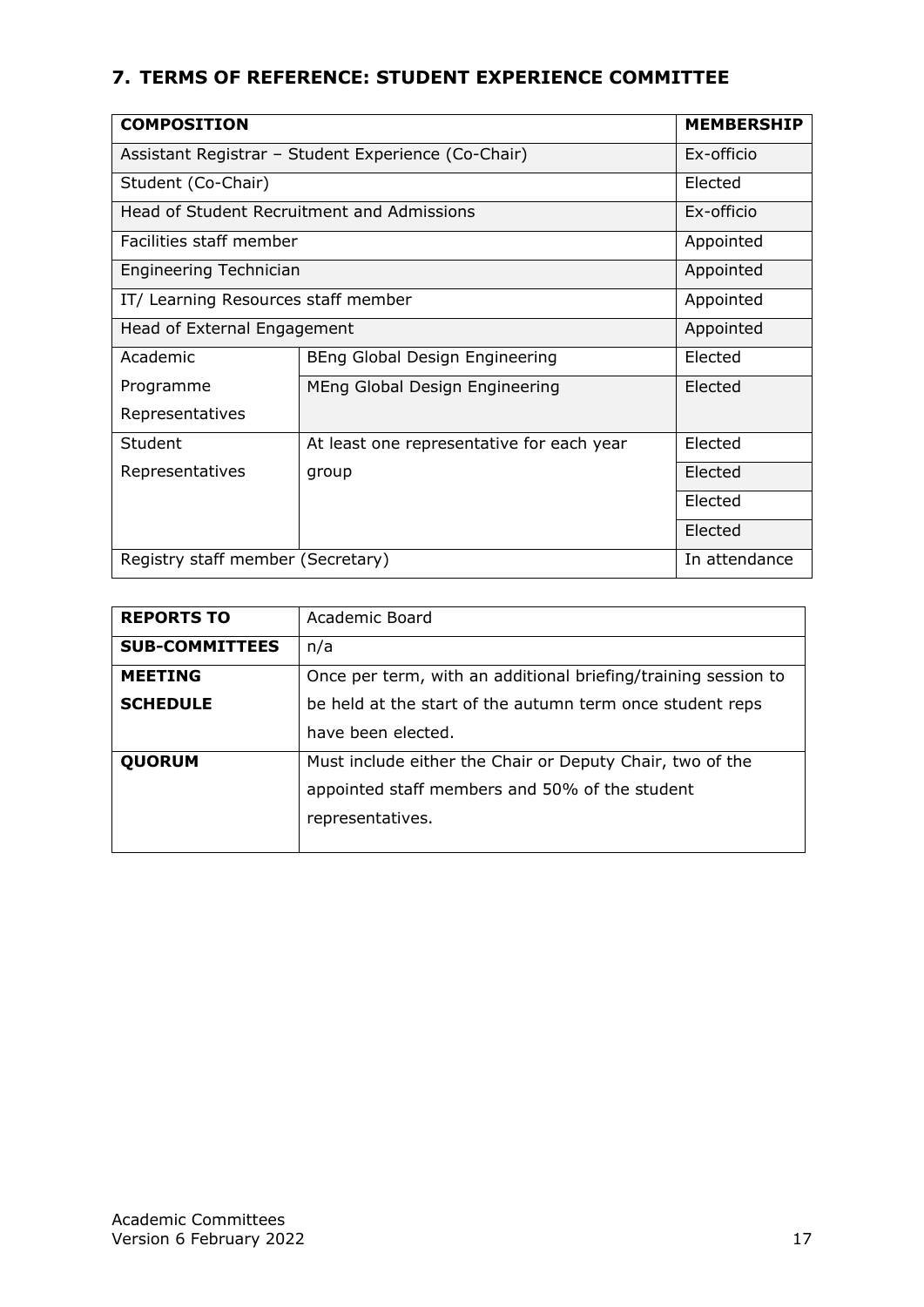## 7. TERMS OF REFERENCE: STUDENT EXPERIENCE COMMITTEE

| COMPOSITION | | MEMBERSHIP |
|---|---|---|
| Assistant Registrar – Student Experience (Co-Chair) | | Ex-officio |
| Student (Co-Chair) | | Elected |
| Head of Student Recruitment and Admissions | | Ex-officio |
| Facilities staff member | | Appointed |
| Engineering Technician | | Appointed |
| IT/ Learning Resources staff member | | Appointed |
| Head of External Engagement | | Appointed |
| Academic Programme Representatives | BEng Global Design Engineering | Elected |
| | MEng Global Design Engineering | Elected |
| Student Representatives | At least one representative for each year group | Elected |
| | | Elected |
| | | Elected |
| | | Elected |
| Registry staff member (Secretary) | | In attendance |

| | |
|---|---|
| **REPORTS TO** | Academic Board |
| **SUB-COMMITTEES** | n/a |
| **MEETING SCHEDULE** | Once per term, with an additional briefing/training session to be held at the start of the autumn term once student reps have been elected. |
| **QUORUM** | Must include either the Chair or Deputy Chair, two of the appointed staff members and 50% of the student representatives. |

Academic Committees
Version 6 February 2022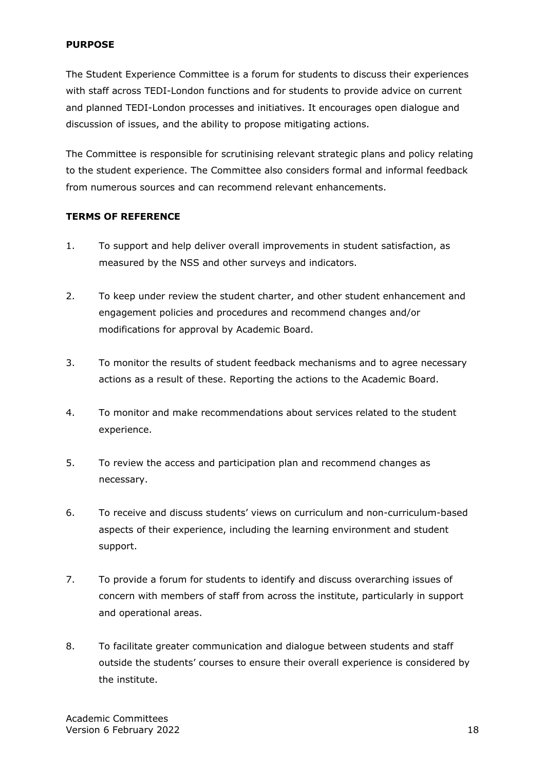**PURPOSE**

The Student Experience Committee is a forum for students to discuss their experiences with staff across TEDI-London functions and for students to provide advice on current and planned TEDI-London processes and initiatives. It encourages open dialogue and discussion of issues, and the ability to propose mitigating actions.

The Committee is responsible for scrutinising relevant strategic plans and policy relating to the student experience. The Committee also considers formal and informal feedback from numerous sources and can recommend relevant enhancements.

**TERMS OF REFERENCE**

1. To support and help deliver overall improvements in student satisfaction, as measured by the NSS and other surveys and indicators.

2. To keep under review the student charter, and other student enhancement and engagement policies and procedures and recommend changes and/or modifications for approval by Academic Board.

3. To monitor the results of student feedback mechanisms and to agree necessary actions as a result of these. Reporting the actions to the Academic Board.

4. To monitor and make recommendations about services related to the student experience.

5. To review the access and participation plan and recommend changes as necessary.

6. To receive and discuss students' views on curriculum and non-curriculum-based aspects of their experience, including the learning environment and student support.

7. To provide a forum for students to identify and discuss overarching issues of concern with members of staff from across the institute, particularly in support and operational areas.

8. To facilitate greater communication and dialogue between students and staff outside the students' courses to ensure their overall experience is considered by the institute.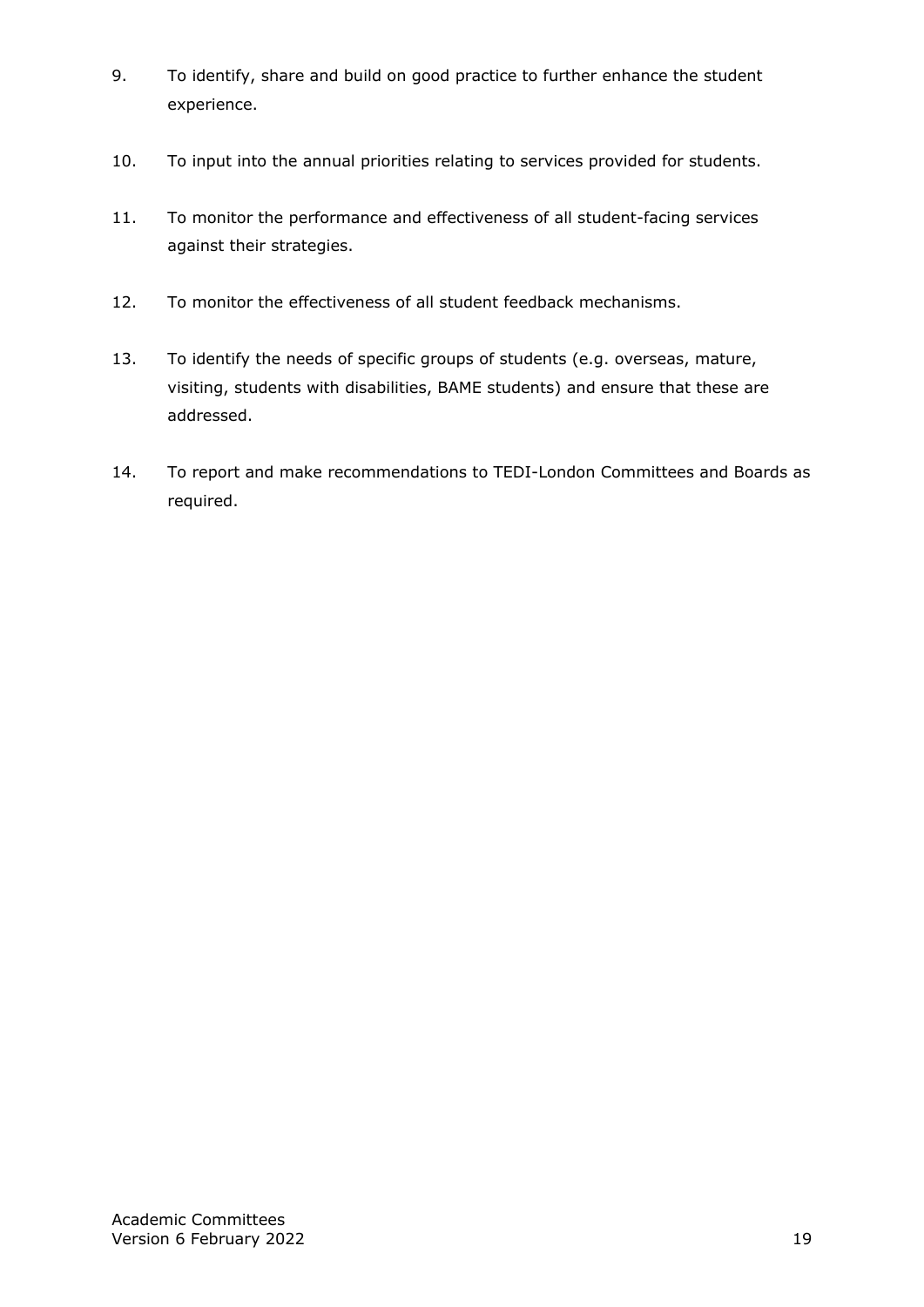9. To identify, share and build on good practice to further enhance the student experience.

10. To input into the annual priorities relating to services provided for students.

11. To monitor the performance and effectiveness of all student-facing services against their strategies.

12. To monitor the effectiveness of all student feedback mechanisms.

13. To identify the needs of specific groups of students (e.g. overseas, mature, visiting, students with disabilities, BAME students) and ensure that these are addressed.

14. To report and make recommendations to TEDI-London Committees and Boards as required.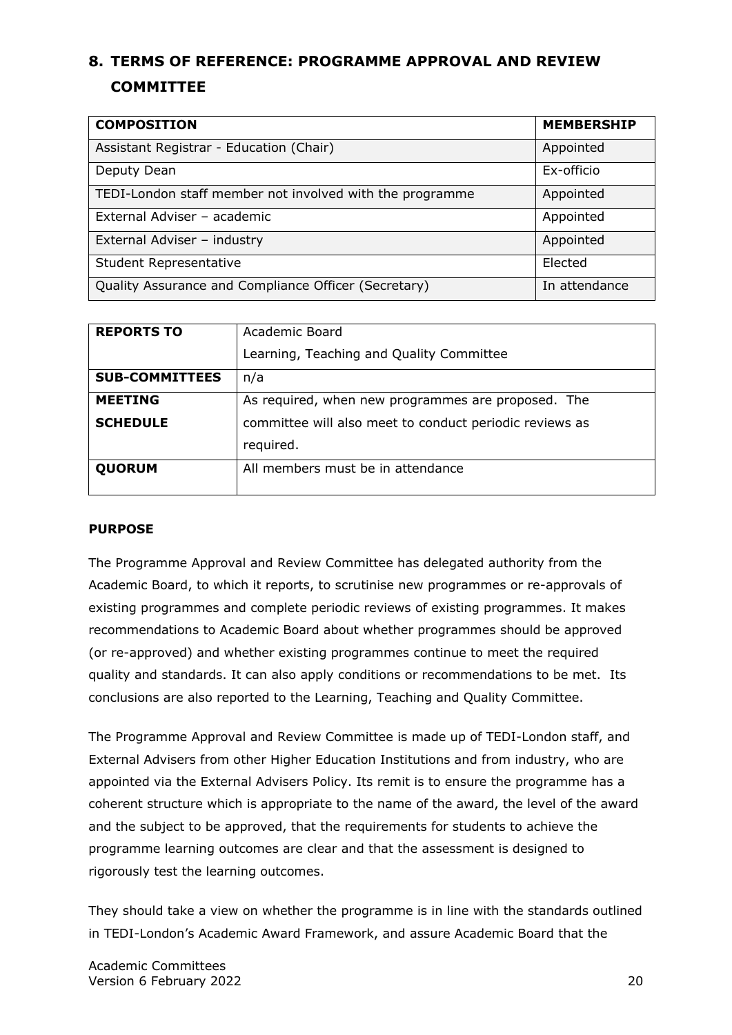## 8. TERMS OF REFERENCE: PROGRAMME APPROVAL AND REVIEW COMMITTEE

| COMPOSITION | MEMBERSHIP |
|---|---|
| Assistant Registrar - Education (Chair) | Appointed |
| Deputy Dean | Ex-officio |
| TEDI-London staff member not involved with the programme | Appointed |
| External Adviser – academic | Appointed |
| External Adviser – industry | Appointed |
| Student Representative | Elected |
| Quality Assurance and Compliance Officer (Secretary) | In attendance |

| | |
|---|---|
| **REPORTS TO** | Academic Board<br>Learning, Teaching and Quality Committee |
| **SUB-COMMITTEES** | n/a |
| **MEETING SCHEDULE** | As required, when new programmes are proposed. The committee will also meet to conduct periodic reviews as required. |
| **QUORUM** | All members must be in attendance |

**PURPOSE**

The Programme Approval and Review Committee has delegated authority from the Academic Board, to which it reports, to scrutinise new programmes or re-approvals of existing programmes and complete periodic reviews of existing programmes. It makes recommendations to Academic Board about whether programmes should be approved (or re-approved) and whether existing programmes continue to meet the required quality and standards. It can also apply conditions or recommendations to be met. Its conclusions are also reported to the Learning, Teaching and Quality Committee.

The Programme Approval and Review Committee is made up of TEDI-London staff, and External Advisers from other Higher Education Institutions and from industry, who are appointed via the External Advisers Policy. Its remit is to ensure the programme has a coherent structure which is appropriate to the name of the award, the level of the award and the subject to be approved, that the requirements for students to achieve the programme learning outcomes are clear and that the assessment is designed to rigorously test the learning outcomes.

They should take a view on whether the programme is in line with the standards outlined in TEDI-London's Academic Award Framework, and assure Academic Board that the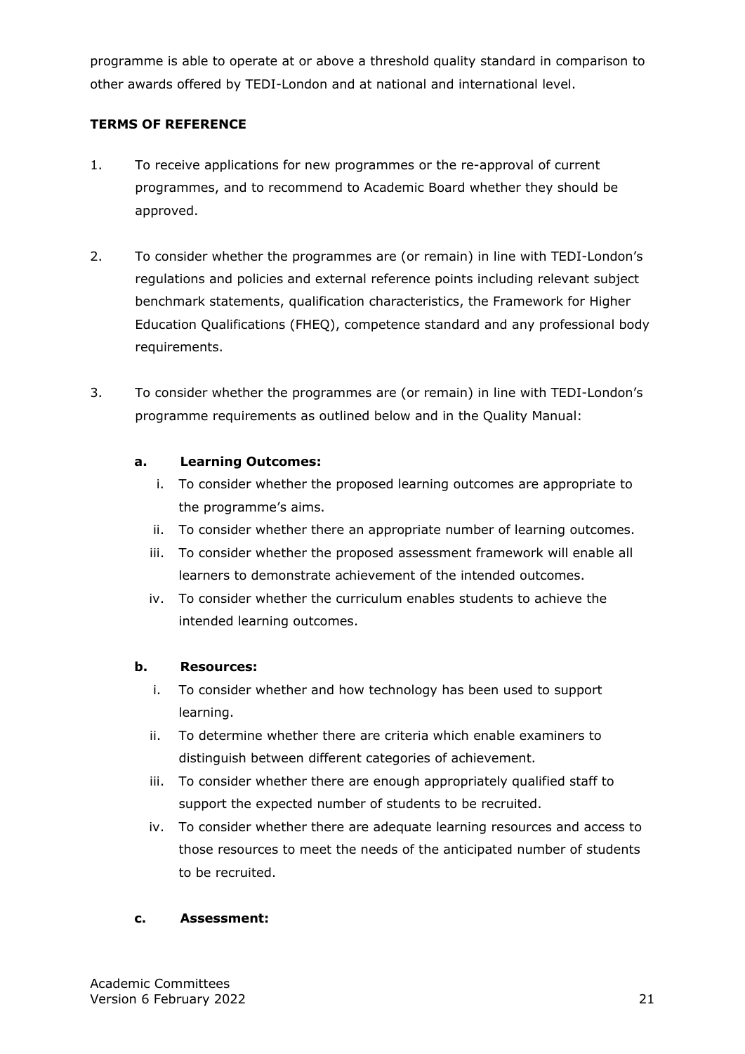programme is able to operate at or above a threshold quality standard in comparison to other awards offered by TEDI-London and at national and international level.

**TERMS OF REFERENCE**

1. To receive applications for new programmes or the re-approval of current programmes, and to recommend to Academic Board whether they should be approved.

2. To consider whether the programmes are (or remain) in line with TEDI-London's regulations and policies and external reference points including relevant subject benchmark statements, qualification characteristics, the Framework for Higher Education Qualifications (FHEQ), competence standard and any professional body requirements.

3. To consider whether the programmes are (or remain) in line with TEDI-London's programme requirements as outlined below and in the Quality Manual:

   **a. Learning Outcomes:**

      i. To consider whether the proposed learning outcomes are appropriate to the programme's aims.
      ii. To consider whether there an appropriate number of learning outcomes.
      iii. To consider whether the proposed assessment framework will enable all learners to demonstrate achievement of the intended outcomes.
      iv. To consider whether the curriculum enables students to achieve the intended learning outcomes.

   **b. Resources:**

      i. To consider whether and how technology has been used to support learning.
      ii. To determine whether there are criteria which enable examiners to distinguish between different categories of achievement.
      iii. To consider whether there are enough appropriately qualified staff to support the expected number of students to be recruited.
      iv. To consider whether there are adequate learning resources and access to those resources to meet the needs of the anticipated number of students to be recruited.

   **c. Assessment:**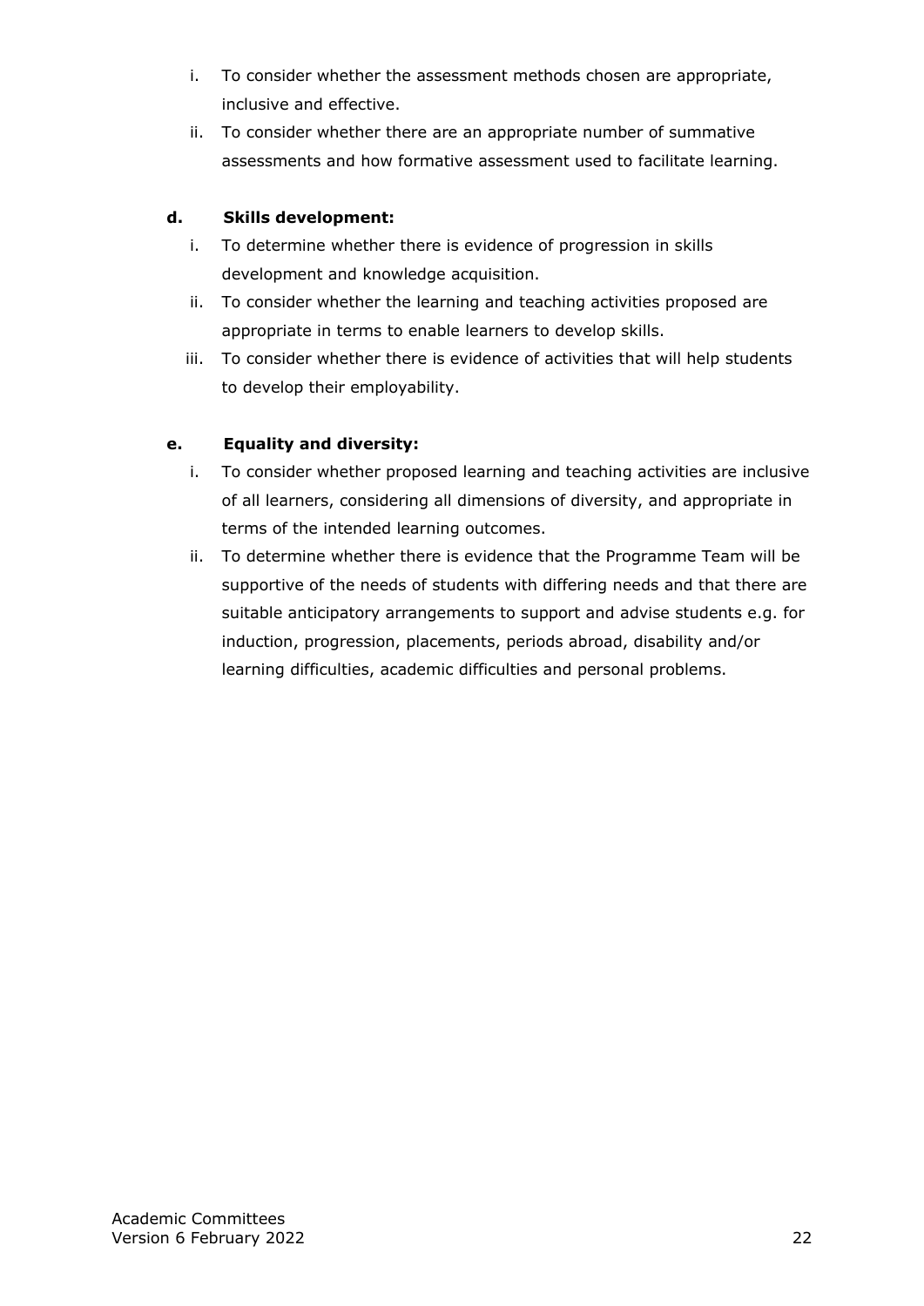i. To consider whether the assessment methods chosen are appropriate, inclusive and effective.
ii. To consider whether there are an appropriate number of summative assessments and how formative assessment used to facilitate learning.

**d. Skills development:**

i. To determine whether there is evidence of progression in skills development and knowledge acquisition.
ii. To consider whether the learning and teaching activities proposed are appropriate in terms to enable learners to develop skills.
iii. To consider whether there is evidence of activities that will help students to develop their employability.

**e. Equality and diversity:**

i. To consider whether proposed learning and teaching activities are inclusive of all learners, considering all dimensions of diversity, and appropriate in terms of the intended learning outcomes.
ii. To determine whether there is evidence that the Programme Team will be supportive of the needs of students with differing needs and that there are suitable anticipatory arrangements to support and advise students e.g. for induction, progression, placements, periods abroad, disability and/or learning difficulties, academic difficulties and personal problems.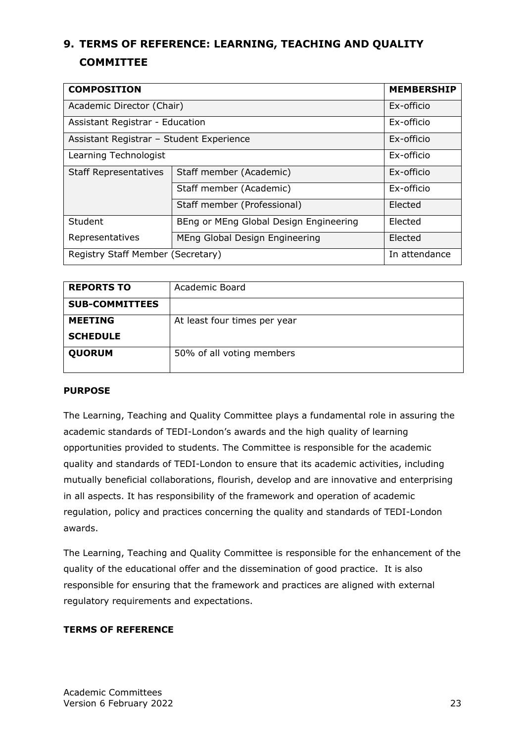## 9. TERMS OF REFERENCE: LEARNING, TEACHING AND QUALITY COMMITTEE

| COMPOSITION | | MEMBERSHIP |
|---|---|---|
| Academic Director (Chair) | | Ex-officio |
| Assistant Registrar - Education | | Ex-officio |
| Assistant Registrar – Student Experience | | Ex-officio |
| Learning Technologist | | Ex-officio |
| Staff Representatives | Staff member (Academic) | Ex-officio |
| | Staff member (Academic) | Ex-officio |
| | Staff member (Professional) | Elected |
| Student Representatives | BEng or MEng Global Design Engineering | Elected |
| | MEng Global Design Engineering | Elected |
| Registry Staff Member (Secretary) | | In attendance |

| | |
|---|---|
| **REPORTS TO** | Academic Board |
| **SUB-COMMITTEES** | |
| **MEETING SCHEDULE** | At least four times per year |
| **QUORUM** | 50% of all voting members |

**PURPOSE**

The Learning, Teaching and Quality Committee plays a fundamental role in assuring the academic standards of TEDI-London's awards and the high quality of learning opportunities provided to students. The Committee is responsible for the academic quality and standards of TEDI-London to ensure that its academic activities, including mutually beneficial collaborations, flourish, develop and are innovative and enterprising in all aspects. It has responsibility of the framework and operation of academic regulation, policy and practices concerning the quality and standards of TEDI-London awards.

The Learning, Teaching and Quality Committee is responsible for the enhancement of the quality of the educational offer and the dissemination of good practice. It is also responsible for ensuring that the framework and practices are aligned with external regulatory requirements and expectations.

**TERMS OF REFERENCE**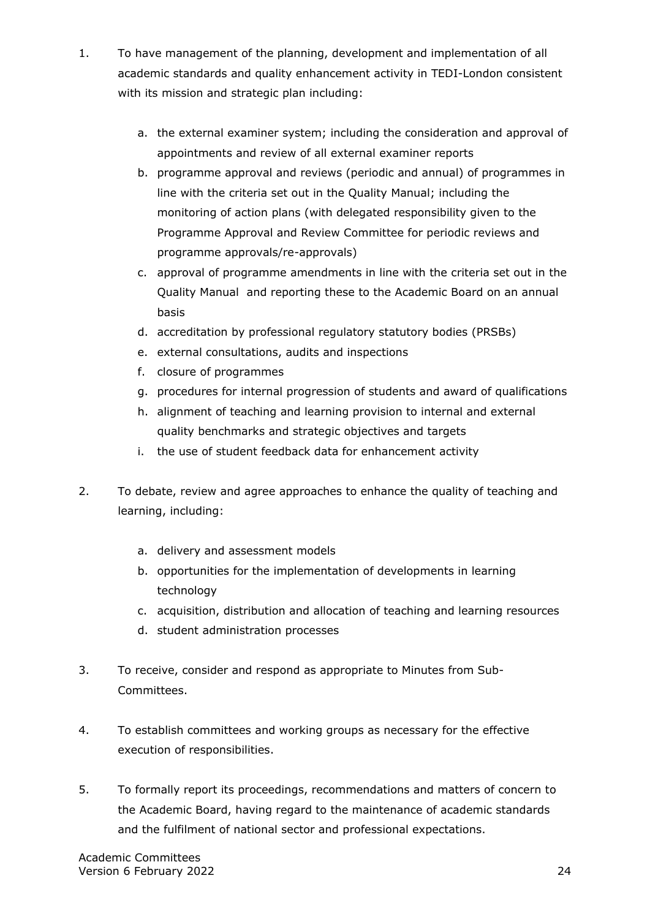1. To have management of the planning, development and implementation of all academic standards and quality enhancement activity in TEDI-London consistent with its mission and strategic plan including:

    a. the external examiner system; including the consideration and approval of appointments and review of all external examiner reports
    b. programme approval and reviews (periodic and annual) of programmes in line with the criteria set out in the Quality Manual; including the monitoring of action plans (with delegated responsibility given to the Programme Approval and Review Committee for periodic reviews and programme approvals/re-approvals)
    c. approval of programme amendments in line with the criteria set out in the Quality Manual and reporting these to the Academic Board on an annual basis
    d. accreditation by professional regulatory statutory bodies (PRSBs)
    e. external consultations, audits and inspections
    f. closure of programmes
    g. procedures for internal progression of students and award of qualifications
    h. alignment of teaching and learning provision to internal and external quality benchmarks and strategic objectives and targets
    i. the use of student feedback data for enhancement activity

2. To debate, review and agree approaches to enhance the quality of teaching and learning, including:

    a. delivery and assessment models
    b. opportunities for the implementation of developments in learning technology
    c. acquisition, distribution and allocation of teaching and learning resources
    d. student administration processes

3. To receive, consider and respond as appropriate to Minutes from Sub-Committees.

4. To establish committees and working groups as necessary for the effective execution of responsibilities.

5. To formally report its proceedings, recommendations and matters of concern to the Academic Board, having regard to the maintenance of academic standards and the fulfilment of national sector and professional expectations.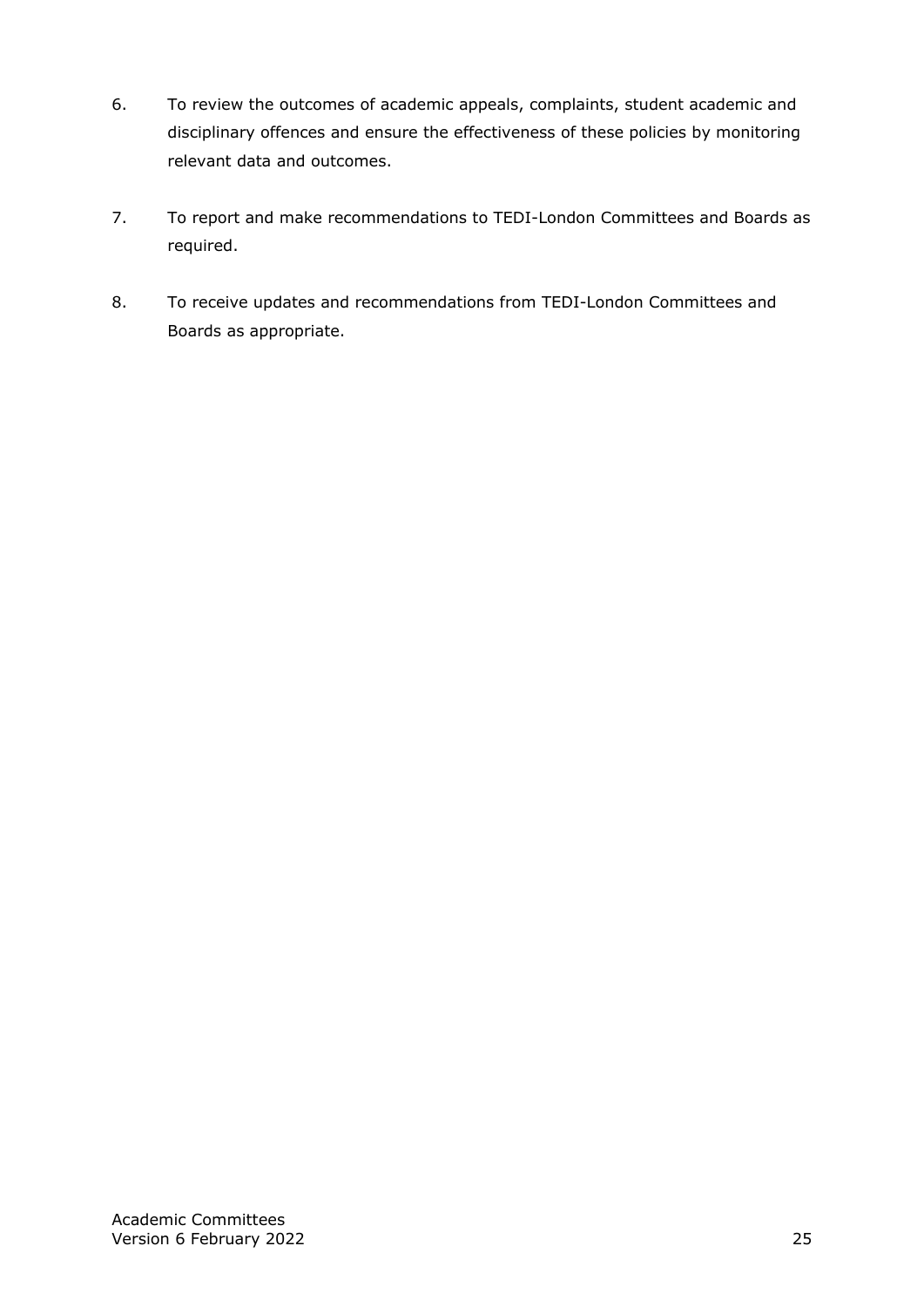6. To review the outcomes of academic appeals, complaints, student academic and disciplinary offences and ensure the effectiveness of these policies by monitoring relevant data and outcomes.

7. To report and make recommendations to TEDI-London Committees and Boards as required.

8. To receive updates and recommendations from TEDI-London Committees and Boards as appropriate.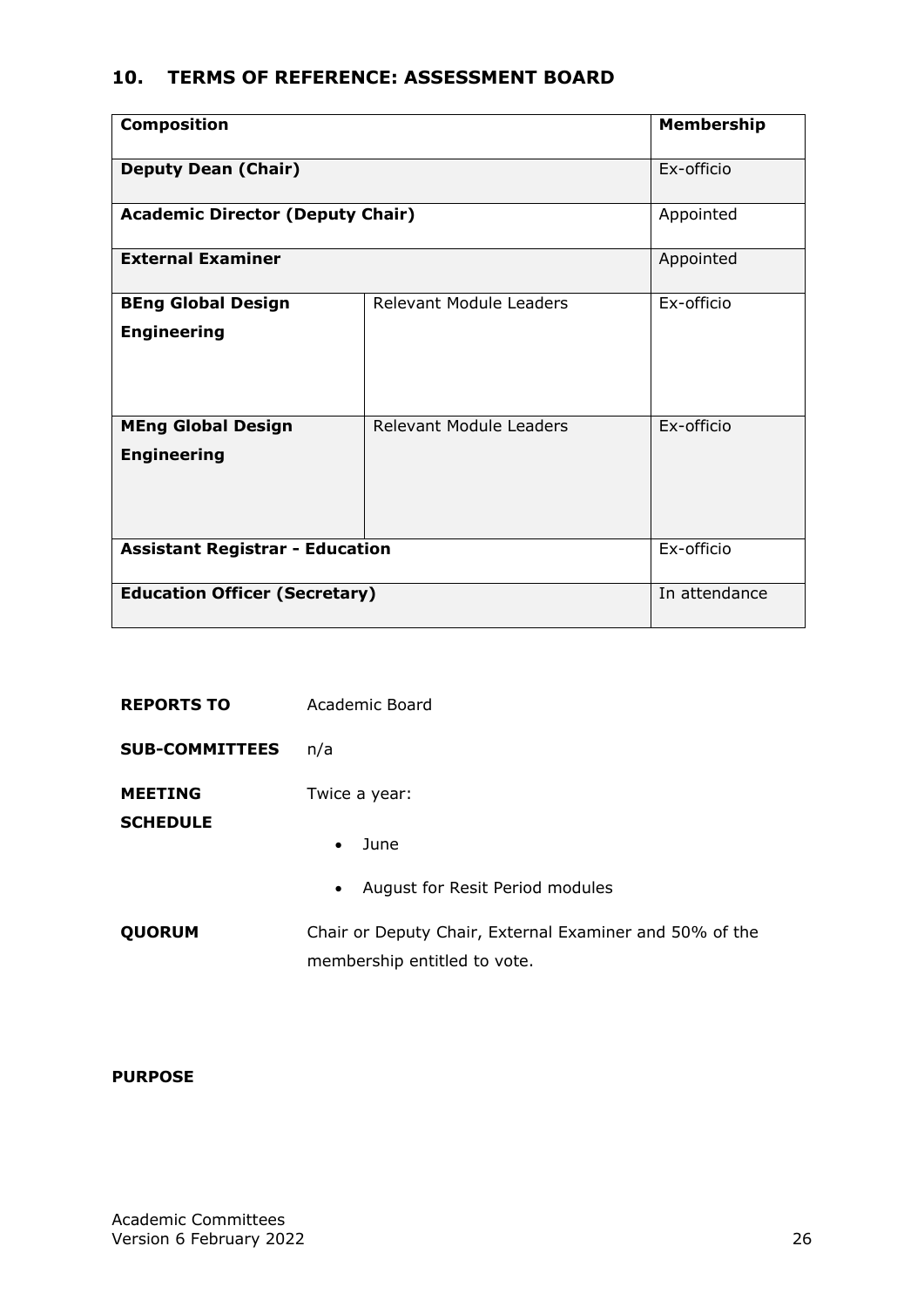## 10. TERMS OF REFERENCE: ASSESSMENT BOARD

| Composition | | Membership |
|---|---|---|
| **Deputy Dean (Chair)** | | Ex-officio |
| **Academic Director (Deputy Chair)** | | Appointed |
| **External Examiner** | | Appointed |
| **BEng Global Design Engineering** | Relevant Module Leaders | Ex-officio |
| **MEng Global Design Engineering** | Relevant Module Leaders | Ex-officio |
| **Assistant Registrar - Education** | | Ex-officio |
| **Education Officer (Secretary)** | | In attendance |

**REPORTS TO** Academic Board

**SUB-COMMITTEES** n/a

**MEETING SCHEDULE** Twice a year:

- June
- August for Resit Period modules

**QUORUM** Chair or Deputy Chair, External Examiner and 50% of the membership entitled to vote.

**PURPOSE**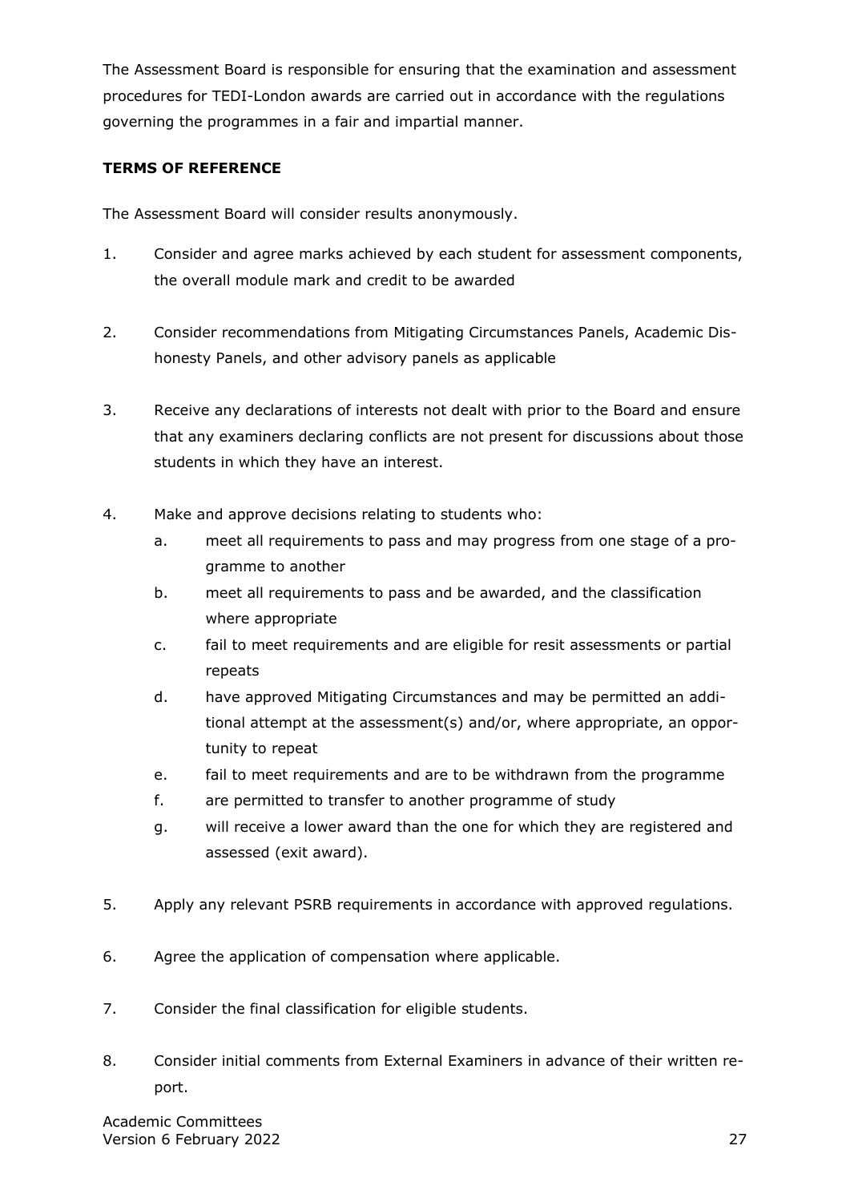The Assessment Board is responsible for ensuring that the examination and assessment procedures for TEDI-London awards are carried out in accordance with the regulations governing the programmes in a fair and impartial manner.

**TERMS OF REFERENCE**

The Assessment Board will consider results anonymously.

1. Consider and agree marks achieved by each student for assessment components, the overall module mark and credit to be awarded

2. Consider recommendations from Mitigating Circumstances Panels, Academic Dishonesty Panels, and other advisory panels as applicable

3. Receive any declarations of interests not dealt with prior to the Board and ensure that any examiners declaring conflicts are not present for discussions about those students in which they have an interest.

4. Make and approve decisions relating to students who:
    a. meet all requirements to pass and may progress from one stage of a programme to another
    b. meet all requirements to pass and be awarded, and the classification where appropriate
    c. fail to meet requirements and are eligible for resit assessments or partial repeats
    d. have approved Mitigating Circumstances and may be permitted an additional attempt at the assessment(s) and/or, where appropriate, an opportunity to repeat
    e. fail to meet requirements and are to be withdrawn from the programme
    f. are permitted to transfer to another programme of study
    g. will receive a lower award than the one for which they are registered and assessed (exit award).

5. Apply any relevant PSRB requirements in accordance with approved regulations.

6. Agree the application of compensation where applicable.

7. Consider the final classification for eligible students.

8. Consider initial comments from External Examiners in advance of their written report.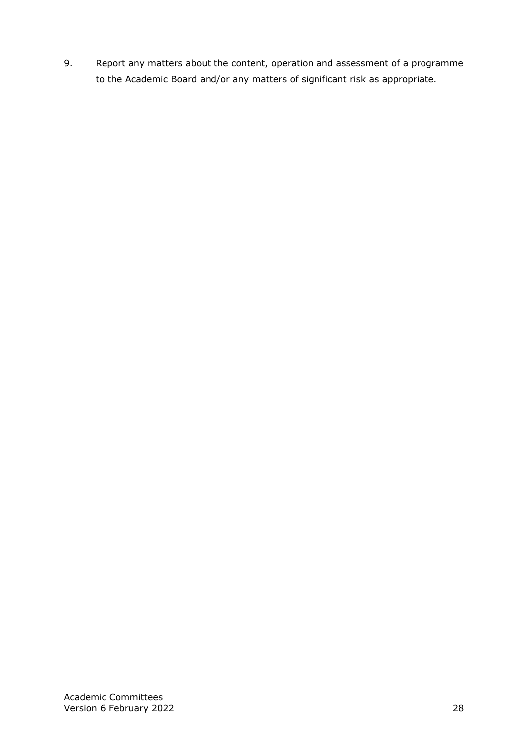9. Report any matters about the content, operation and assessment of a programme to the Academic Board and/or any matters of significant risk as appropriate.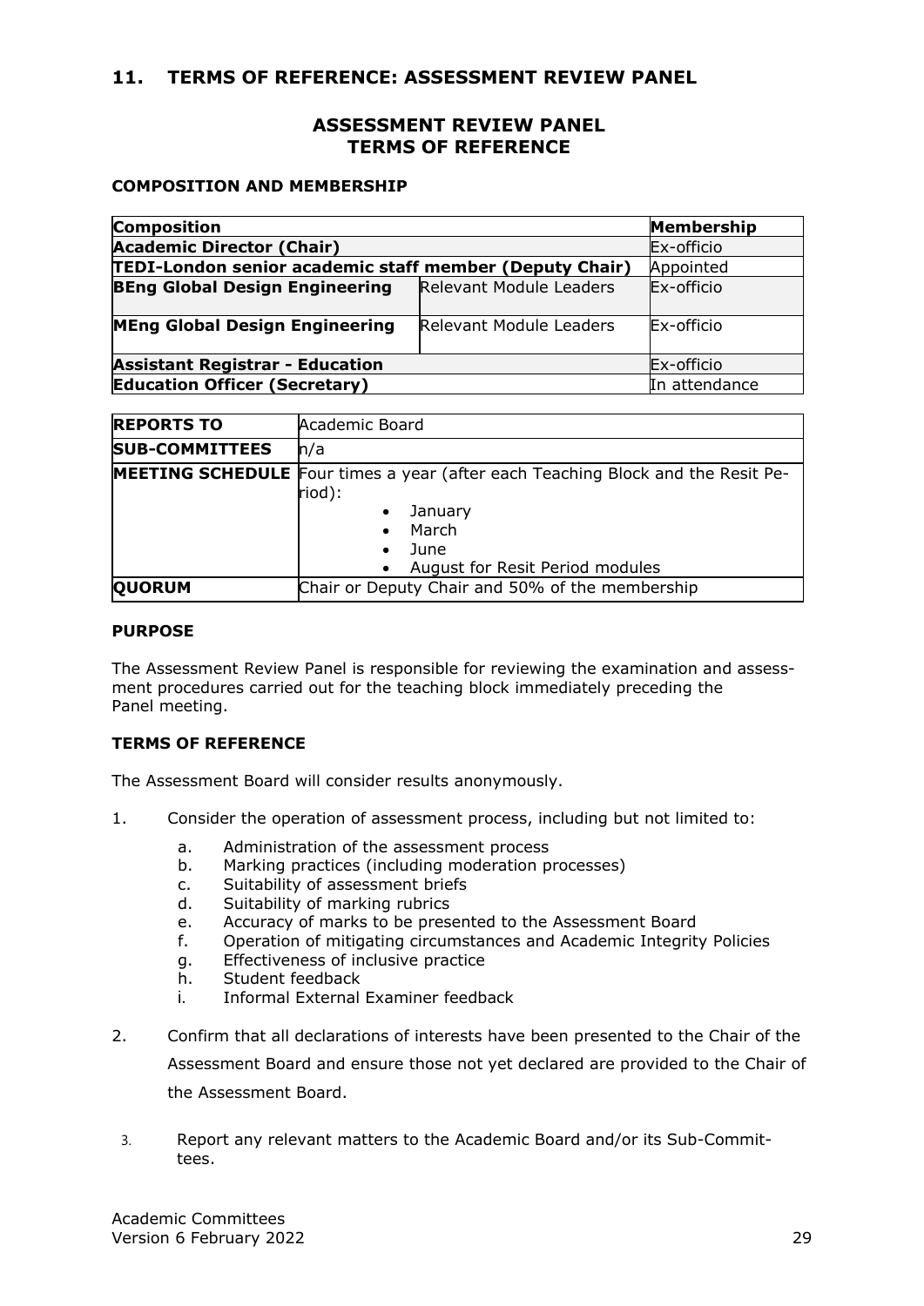## 11. TERMS OF REFERENCE: ASSESSMENT REVIEW PANEL

### ASSESSMENT REVIEW PANEL TERMS OF REFERENCE

**COMPOSITION AND MEMBERSHIP**

| **Composition** | | **Membership** |
|---|---|---|
| **Academic Director (Chair)** | | Ex-officio |
| **TEDI-London senior academic staff member (Deputy Chair)** | | Appointed |
| **BEng Global Design Engineering** | Relevant Module Leaders | Ex-officio |
| **MEng Global Design Engineering** | Relevant Module Leaders | Ex-officio |
| **Assistant Registrar - Education** | | Ex-officio |
| **Education Officer (Secretary)** | | In attendance |

| | |
|---|---|
| **REPORTS TO** | Academic Board |
| **SUB-COMMITTEES** | n/a |
| **MEETING SCHEDULE** | Four times a year (after each Teaching Block and the Resit Period): • January • March • June • August for Resit Period modules |
| **QUORUM** | Chair or Deputy Chair and 50% of the membership |

**PURPOSE**

The Assessment Review Panel is responsible for reviewing the examination and assessment procedures carried out for the teaching block immediately preceding the Panel meeting.

**TERMS OF REFERENCE**

The Assessment Board will consider results anonymously.

1. Consider the operation of assessment process, including but not limited to:
   a. Administration of the assessment process
   b. Marking practices (including moderation processes)
   c. Suitability of assessment briefs
   d. Suitability of marking rubrics
   e. Accuracy of marks to be presented to the Assessment Board
   f. Operation of mitigating circumstances and Academic Integrity Policies
   g. Effectiveness of inclusive practice
   h. Student feedback
   i. Informal External Examiner feedback

2. Confirm that all declarations of interests have been presented to the Chair of the Assessment Board and ensure those not yet declared are provided to the Chair of the Assessment Board.

3. Report any relevant matters to the Academic Board and/or its Sub-Committees.